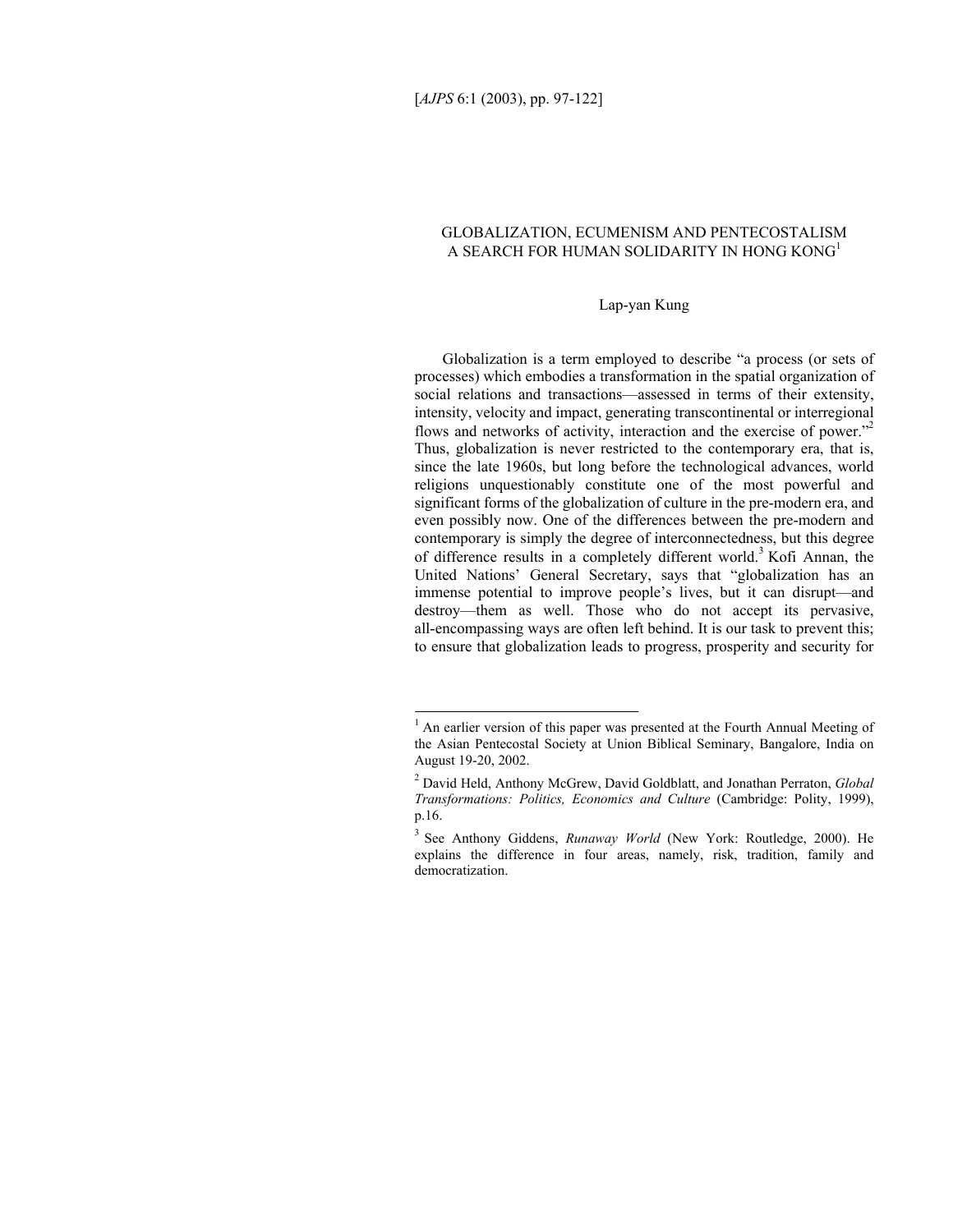# GLOBALIZATION, ECUMENISM AND PENTECOSTALISM A SEARCH FOR HUMAN SOLIDARITY IN HONG KONG[1]

Lap-yan Kung

Globalization is a term employed to describe "a process (or sets of processes) which embodies a transformation in the spatial organization of social relations and transactions—assessed in terms of their extensity, intensity, velocity and impact, generating transcontinental or interregional flows and networks of activity, interaction and the exercise of power."[2] Thus, globalization is never restricted to the contemporary era, that is, since the late 1960s, but long before the technological advances, world religions unquestionably constitute one of the most powerful and significant forms of the globalization of culture in the pre-modern era, and even possibly now. One of the differences between the pre-modern and contemporary is simply the degree of interconnectedness, but this degree of difference results in a completely different world.[3] Kofi Annan, the United Nations' General Secretary, says that "globalization has an immense potential to improve people's lives, but it can disrupt—and destroy—them as well. Those who do not accept its pervasive, all-encompassing ways are often left behind. It is our task to prevent this; to ensure that globalization leads to progress, prosperity and security for

---

[1] An earlier version of this paper was presented at the Fourth Annual Meeting of the Asian Pentecostal Society at Union Biblical Seminary, Bangalore, India on August 19-20, 2002.

[2] David Held, Anthony McGrew, David Goldblatt, and Jonathan Perraton, *Global Transformations: Politics, Economics and Culture* (Cambridge: Polity, 1999), p.16.

[3] See Anthony Giddens, *Runaway World* (New York: Routledge, 2000). He explains the difference in four areas, namely, risk, tradition, family and democratization.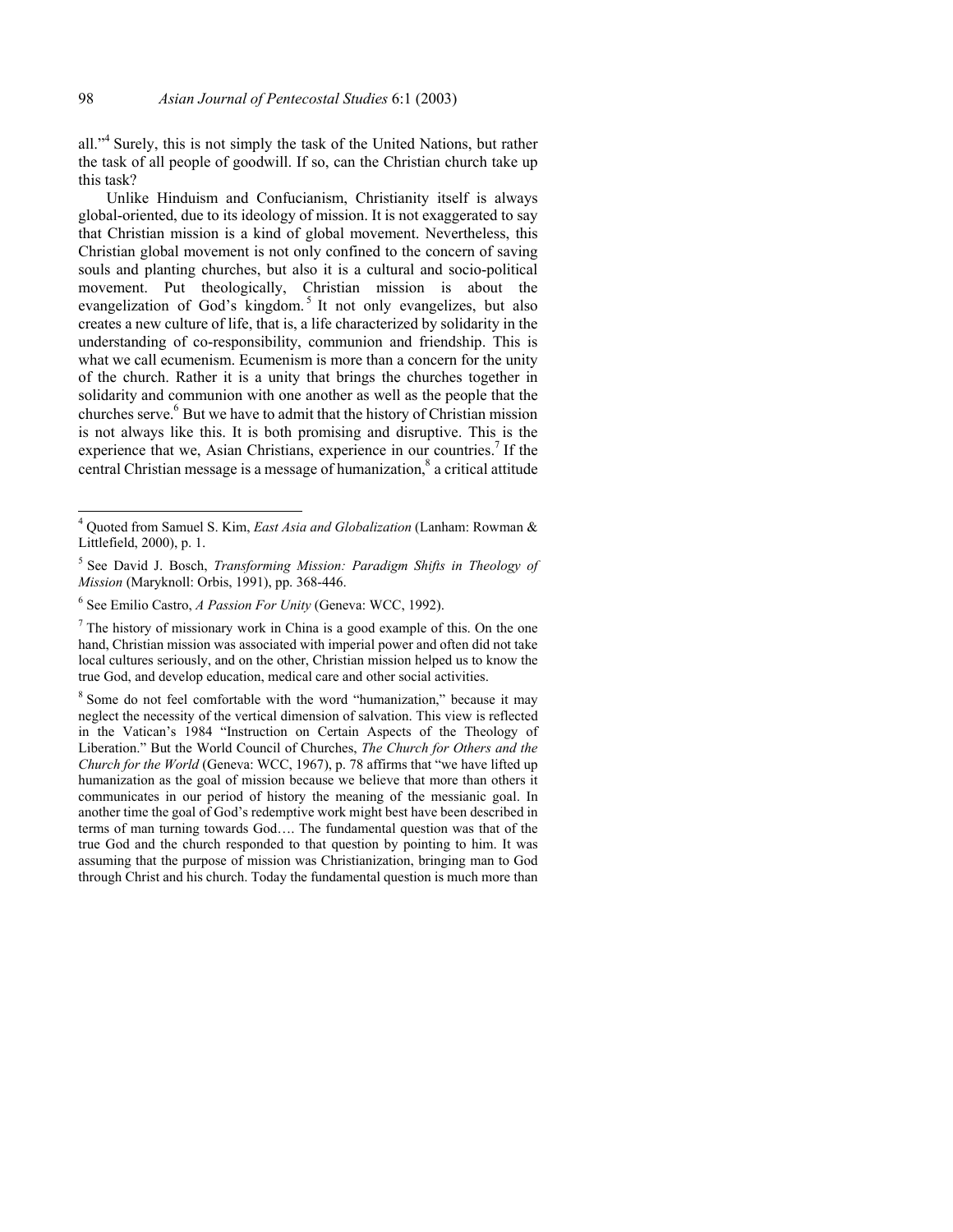all."[4] Surely, this is not simply the task of the United Nations, but rather the task of all people of goodwill. If so, can the Christian church take up this task?

Unlike Hinduism and Confucianism, Christianity itself is always global-oriented, due to its ideology of mission. It is not exaggerated to say that Christian mission is a kind of global movement. Nevertheless, this Christian global movement is not only confined to the concern of saving souls and planting churches, but also it is a cultural and socio-political movement. Put theologically, Christian mission is about the evangelization of God's kingdom.[5] It not only evangelizes, but also creates a new culture of life, that is, a life characterized by solidarity in the understanding of co-responsibility, communion and friendship. This is what we call ecumenism. Ecumenism is more than a concern for the unity of the church. Rather it is a unity that brings the churches together in solidarity and communion with one another as well as the people that the churches serve.[6] But we have to admit that the history of Christian mission is not always like this. It is both promising and disruptive. This is the experience that we, Asian Christians, experience in our countries.[7] If the central Christian message is a message of humanization,[8] a critical attitude

---

[4] Quoted from Samuel S. Kim, *East Asia and Globalization* (Lanham: Rowman & Littlefield, 2000), p. 1.

[5] See David J. Bosch, *Transforming Mission: Paradigm Shifts in Theology of Mission* (Maryknoll: Orbis, 1991), pp. 368-446.

[6] See Emilio Castro, *A Passion For Unity* (Geneva: WCC, 1992).

[7] The history of missionary work in China is a good example of this. On the one hand, Christian mission was associated with imperial power and often did not take local cultures seriously, and on the other, Christian mission helped us to know the true God, and develop education, medical care and other social activities.

[8] Some do not feel comfortable with the word "humanization," because it may neglect the necessity of the vertical dimension of salvation. This view is reflected in the Vatican's 1984 "Instruction on Certain Aspects of the Theology of Liberation." But the World Council of Churches, *The Church for Others and the Church for the World* (Geneva: WCC, 1967), p. 78 affirms that "we have lifted up humanization as the goal of mission because we believe that more than others it communicates in our period of history the meaning of the messianic goal. In another time the goal of God's redemptive work might best have been described in terms of man turning towards God…. The fundamental question was that of the true God and the church responded to that question by pointing to him. It was assuming that the purpose of mission was Christianization, bringing man to God through Christ and his church. Today the fundamental question is much more than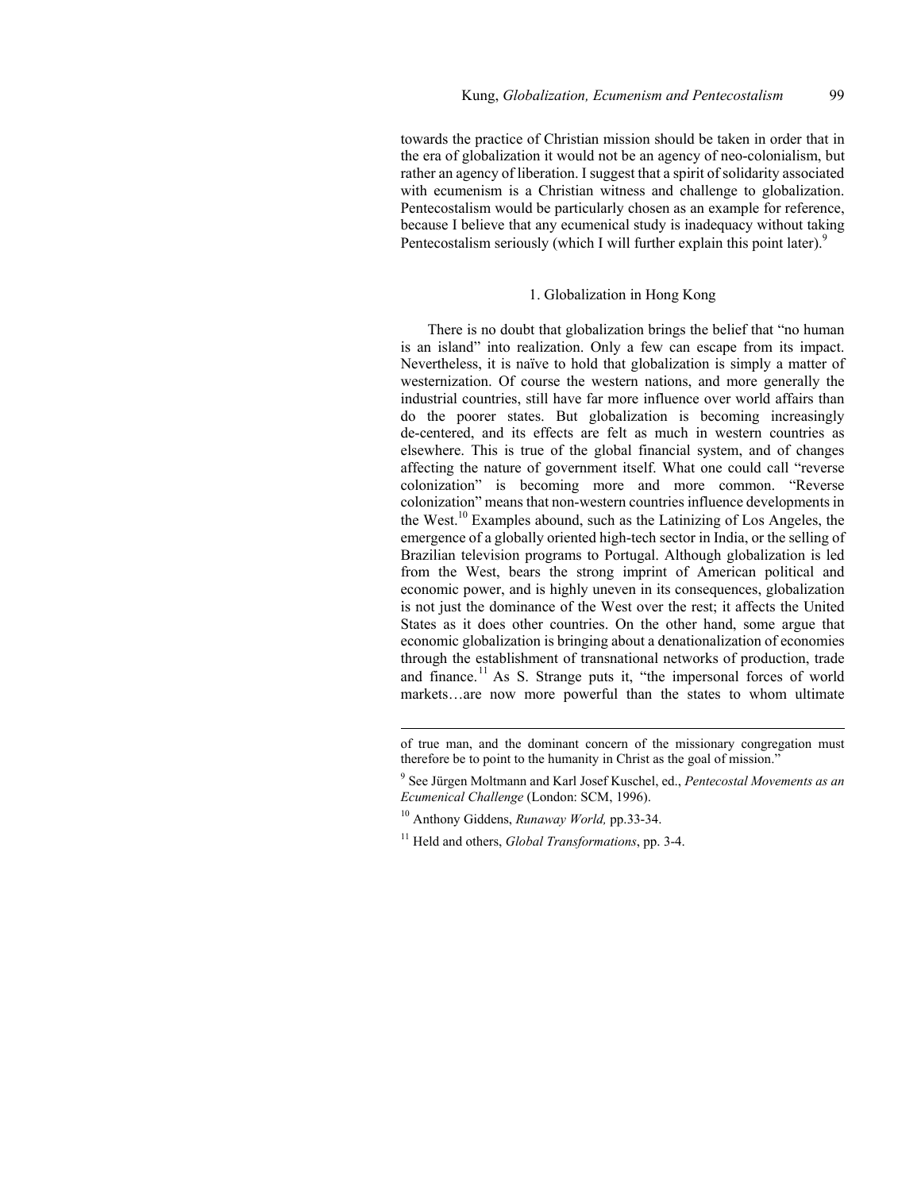towards the practice of Christian mission should be taken in order that in the era of globalization it would not be an agency of neo-colonialism, but rather an agency of liberation. I suggest that a spirit of solidarity associated with ecumenism is a Christian witness and challenge to globalization. Pentecostalism would be particularly chosen as an example for reference, because I believe that any ecumenical study is inadequacy without taking Pentecostalism seriously (which I will further explain this point later).[9]

## 1. Globalization in Hong Kong

There is no doubt that globalization brings the belief that "no human is an island" into realization. Only a few can escape from its impact. Nevertheless, it is naïve to hold that globalization is simply a matter of westernization. Of course the western nations, and more generally the industrial countries, still have far more influence over world affairs than do the poorer states. But globalization is becoming increasingly de-centered, and its effects are felt as much in western countries as elsewhere. This is true of the global financial system, and of changes affecting the nature of government itself. What one could call "reverse colonization" is becoming more and more common. "Reverse colonization" means that non-western countries influence developments in the West.[10] Examples abound, such as the Latinizing of Los Angeles, the emergence of a globally oriented high-tech sector in India, or the selling of Brazilian television programs to Portugal. Although globalization is led from the West, bears the strong imprint of American political and economic power, and is highly uneven in its consequences, globalization is not just the dominance of the West over the rest; it affects the United States as it does other countries. On the other hand, some argue that economic globalization is bringing about a denationalization of economies through the establishment of transnational networks of production, trade and finance.[11] As S. Strange puts it, "the impersonal forces of world markets…are now more powerful than the states to whom ultimate

---

of true man, and the dominant concern of the missionary congregation must therefore be to point to the humanity in Christ as the goal of mission."

[9] See Jürgen Moltmann and Karl Josef Kuschel, ed., *Pentecostal Movements as an Ecumenical Challenge* (London: SCM, 1996).

[10] Anthony Giddens, *Runaway World,* pp.33-34.

[11] Held and others, *Global Transformations*, pp. 3-4.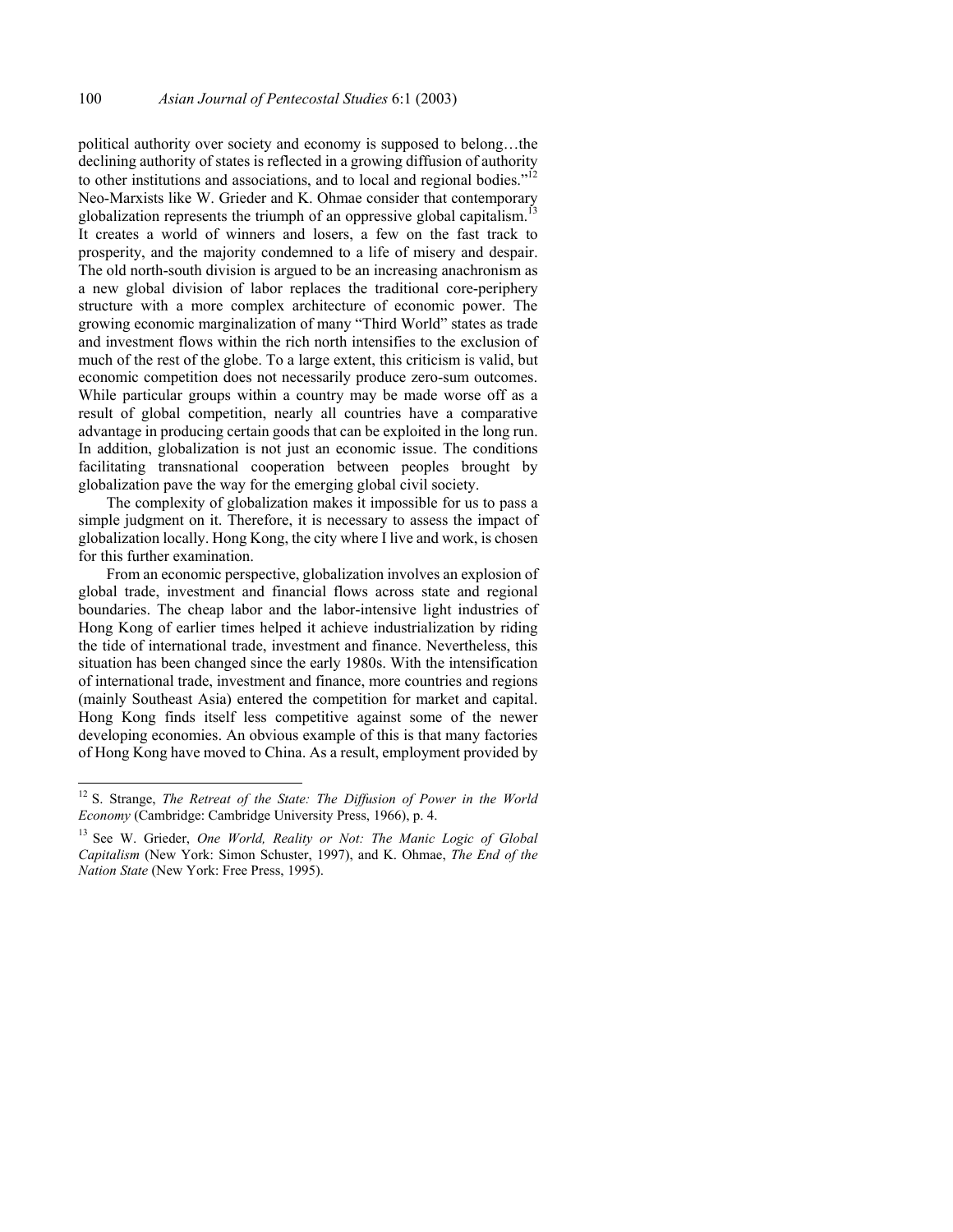political authority over society and economy is supposed to belong…the declining authority of states is reflected in a growing diffusion of authority to other institutions and associations, and to local and regional bodies."[12] Neo-Marxists like W. Grieder and K. Ohmae consider that contemporary globalization represents the triumph of an oppressive global capitalism.[13] It creates a world of winners and losers, a few on the fast track to prosperity, and the majority condemned to a life of misery and despair. The old north-south division is argued to be an increasing anachronism as a new global division of labor replaces the traditional core-periphery structure with a more complex architecture of economic power. The growing economic marginalization of many "Third World" states as trade and investment flows within the rich north intensifies to the exclusion of much of the rest of the globe. To a large extent, this criticism is valid, but economic competition does not necessarily produce zero-sum outcomes. While particular groups within a country may be made worse off as a result of global competition, nearly all countries have a comparative advantage in producing certain goods that can be exploited in the long run. In addition, globalization is not just an economic issue. The conditions facilitating transnational cooperation between peoples brought by globalization pave the way for the emerging global civil society.

The complexity of globalization makes it impossible for us to pass a simple judgment on it. Therefore, it is necessary to assess the impact of globalization locally. Hong Kong, the city where I live and work, is chosen for this further examination.

From an economic perspective, globalization involves an explosion of global trade, investment and financial flows across state and regional boundaries. The cheap labor and the labor-intensive light industries of Hong Kong of earlier times helped it achieve industrialization by riding the tide of international trade, investment and finance. Nevertheless, this situation has been changed since the early 1980s. With the intensification of international trade, investment and finance, more countries and regions (mainly Southeast Asia) entered the competition for market and capital. Hong Kong finds itself less competitive against some of the newer developing economies. An obvious example of this is that many factories of Hong Kong have moved to China. As a result, employment provided by

---

[12] S. Strange, *The Retreat of the State: The Diffusion of Power in the World Economy* (Cambridge: Cambridge University Press, 1966), p. 4.

[13] See W. Grieder, *One World, Reality or Not: The Manic Logic of Global Capitalism* (New York: Simon Schuster, 1997), and K. Ohmae, *The End of the Nation State* (New York: Free Press, 1995).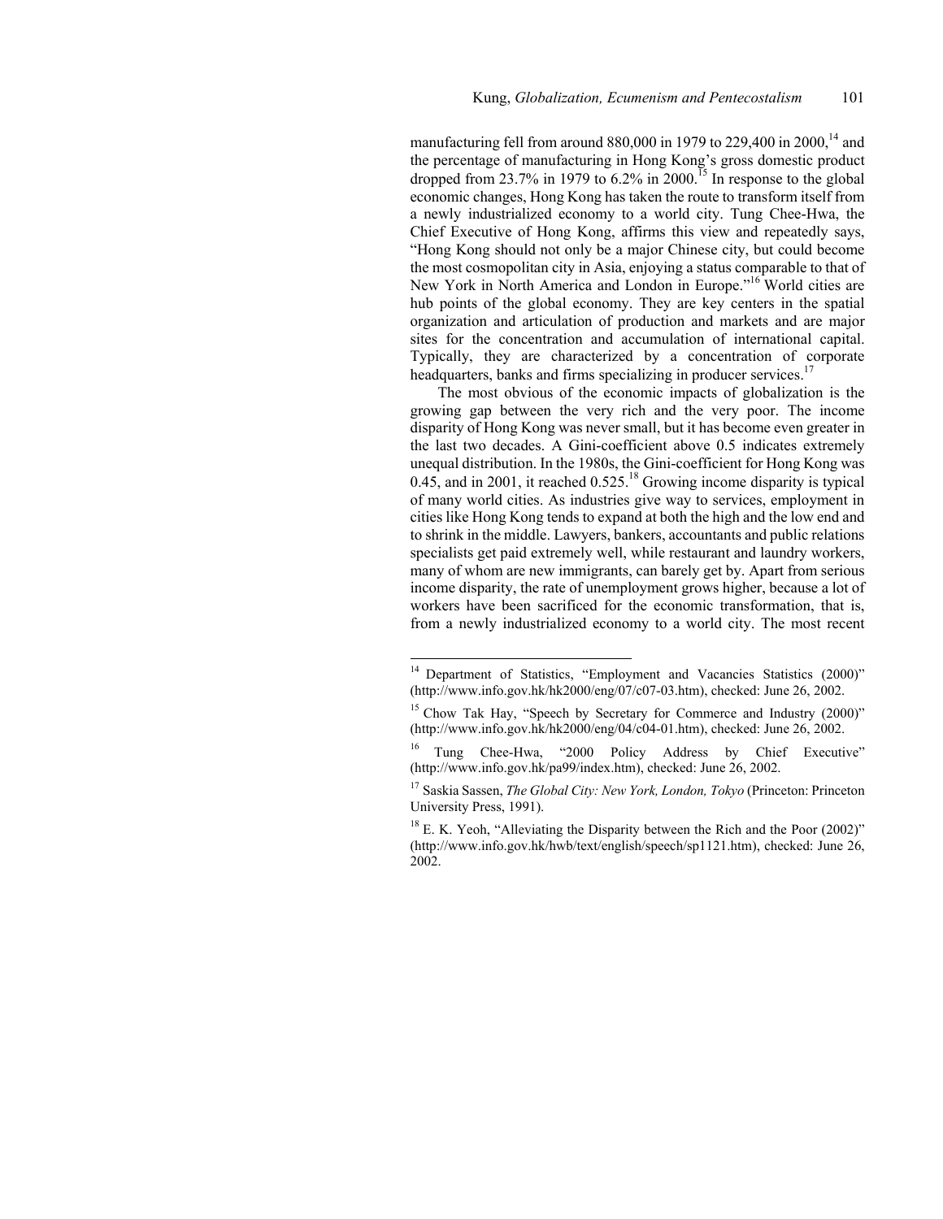manufacturing fell from around 880,000 in 1979 to 229,400 in 2000,[14] and the percentage of manufacturing in Hong Kong's gross domestic product dropped from 23.7% in 1979 to 6.2% in 2000.[15] In response to the global economic changes, Hong Kong has taken the route to transform itself from a newly industrialized economy to a world city. Tung Chee-Hwa, the Chief Executive of Hong Kong, affirms this view and repeatedly says, "Hong Kong should not only be a major Chinese city, but could become the most cosmopolitan city in Asia, enjoying a status comparable to that of New York in North America and London in Europe."[16] World cities are hub points of the global economy. They are key centers in the spatial organization and articulation of production and markets and are major sites for the concentration and accumulation of international capital. Typically, they are characterized by a concentration of corporate headquarters, banks and firms specializing in producer services.[17]

The most obvious of the economic impacts of globalization is the growing gap between the very rich and the very poor. The income disparity of Hong Kong was never small, but it has become even greater in the last two decades. A Gini-coefficient above 0.5 indicates extremely unequal distribution. In the 1980s, the Gini-coefficient for Hong Kong was 0.45, and in 2001, it reached 0.525.[18] Growing income disparity is typical of many world cities. As industries give way to services, employment in cities like Hong Kong tends to expand at both the high and the low end and to shrink in the middle. Lawyers, bankers, accountants and public relations specialists get paid extremely well, while restaurant and laundry workers, many of whom are new immigrants, can barely get by. Apart from serious income disparity, the rate of unemployment grows higher, because a lot of workers have been sacrificed for the economic transformation, that is, from a newly industrialized economy to a world city. The most recent

---

[14] Department of Statistics, "Employment and Vacancies Statistics (2000)" (http://www.info.gov.hk/hk2000/eng/07/c07-03.htm), checked: June 26, 2002.

[15] Chow Tak Hay, "Speech by Secretary for Commerce and Industry (2000)" (http://www.info.gov.hk/hk2000/eng/04/c04-01.htm), checked: June 26, 2002.

[16] Tung Chee-Hwa, "2000 Policy Address by Chief Executive" (http://www.info.gov.hk/pa99/index.htm), checked: June 26, 2002.

[17] Saskia Sassen, *The Global City: New York, London, Tokyo* (Princeton: Princeton University Press, 1991).

[18] E. K. Yeoh, "Alleviating the Disparity between the Rich and the Poor (2002)" (http://www.info.gov.hk/hwb/text/english/speech/sp1121.htm), checked: June 26, 2002.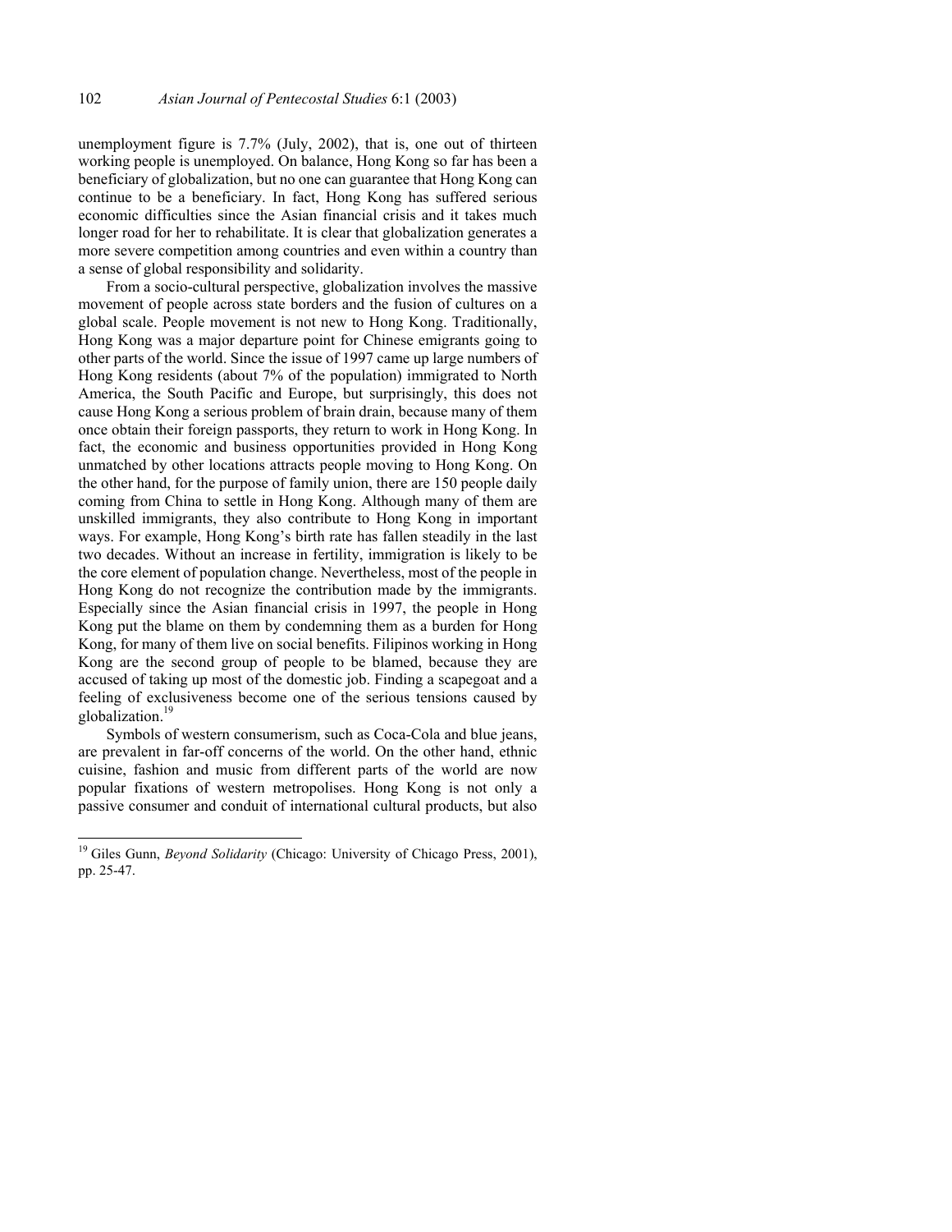unemployment figure is 7.7% (July, 2002), that is, one out of thirteen working people is unemployed. On balance, Hong Kong so far has been a beneficiary of globalization, but no one can guarantee that Hong Kong can continue to be a beneficiary. In fact, Hong Kong has suffered serious economic difficulties since the Asian financial crisis and it takes much longer road for her to rehabilitate. It is clear that globalization generates a more severe competition among countries and even within a country than a sense of global responsibility and solidarity.

From a socio-cultural perspective, globalization involves the massive movement of people across state borders and the fusion of cultures on a global scale. People movement is not new to Hong Kong. Traditionally, Hong Kong was a major departure point for Chinese emigrants going to other parts of the world. Since the issue of 1997 came up large numbers of Hong Kong residents (about 7% of the population) immigrated to North America, the South Pacific and Europe, but surprisingly, this does not cause Hong Kong a serious problem of brain drain, because many of them once obtain their foreign passports, they return to work in Hong Kong. In fact, the economic and business opportunities provided in Hong Kong unmatched by other locations attracts people moving to Hong Kong. On the other hand, for the purpose of family union, there are 150 people daily coming from China to settle in Hong Kong. Although many of them are unskilled immigrants, they also contribute to Hong Kong in important ways. For example, Hong Kong's birth rate has fallen steadily in the last two decades. Without an increase in fertility, immigration is likely to be the core element of population change. Nevertheless, most of the people in Hong Kong do not recognize the contribution made by the immigrants. Especially since the Asian financial crisis in 1997, the people in Hong Kong put the blame on them by condemning them as a burden for Hong Kong, for many of them live on social benefits. Filipinos working in Hong Kong are the second group of people to be blamed, because they are accused of taking up most of the domestic job. Finding a scapegoat and a feeling of exclusiveness become one of the serious tensions caused by globalization.[19]

Symbols of western consumerism, such as Coca-Cola and blue jeans, are prevalent in far-off concerns of the world. On the other hand, ethnic cuisine, fashion and music from different parts of the world are now popular fixations of western metropolises. Hong Kong is not only a passive consumer and conduit of international cultural products, but also

[19] Giles Gunn, *Beyond Solidarity* (Chicago: University of Chicago Press, 2001), pp. 25-47.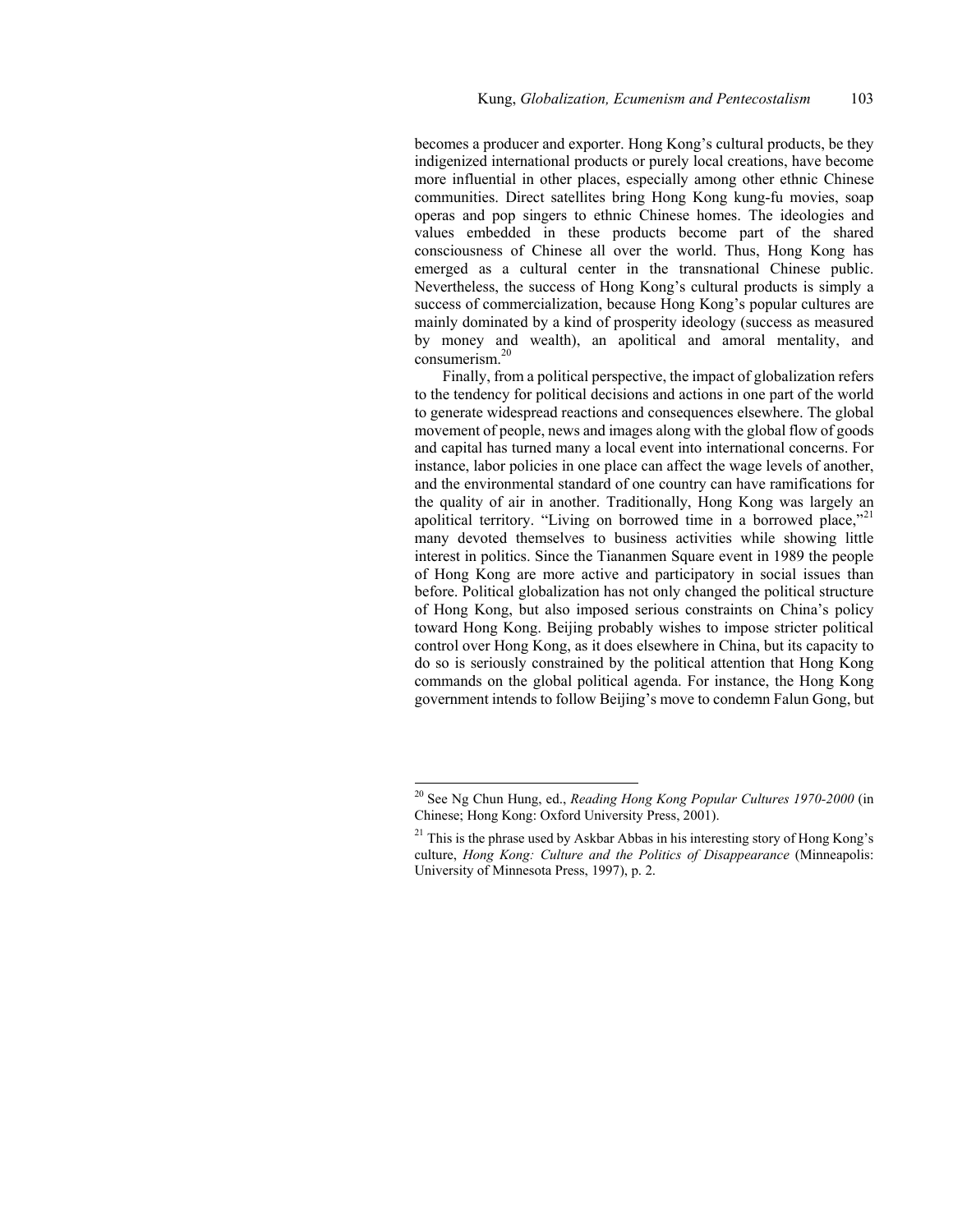becomes a producer and exporter. Hong Kong's cultural products, be they indigenized international products or purely local creations, have become more influential in other places, especially among other ethnic Chinese communities. Direct satellites bring Hong Kong kung-fu movies, soap operas and pop singers to ethnic Chinese homes. The ideologies and values embedded in these products become part of the shared consciousness of Chinese all over the world. Thus, Hong Kong has emerged as a cultural center in the transnational Chinese public. Nevertheless, the success of Hong Kong's cultural products is simply a success of commercialization, because Hong Kong's popular cultures are mainly dominated by a kind of prosperity ideology (success as measured by money and wealth), an apolitical and amoral mentality, and consumerism.[20]

Finally, from a political perspective, the impact of globalization refers to the tendency for political decisions and actions in one part of the world to generate widespread reactions and consequences elsewhere. The global movement of people, news and images along with the global flow of goods and capital has turned many a local event into international concerns. For instance, labor policies in one place can affect the wage levels of another, and the environmental standard of one country can have ramifications for the quality of air in another. Traditionally, Hong Kong was largely an apolitical territory. "Living on borrowed time in a borrowed place,"[21] many devoted themselves to business activities while showing little interest in politics. Since the Tiananmen Square event in 1989 the people of Hong Kong are more active and participatory in social issues than before. Political globalization has not only changed the political structure of Hong Kong, but also imposed serious constraints on China's policy toward Hong Kong. Beijing probably wishes to impose stricter political control over Hong Kong, as it does elsewhere in China, but its capacity to do so is seriously constrained by the political attention that Hong Kong commands on the global political agenda. For instance, the Hong Kong government intends to follow Beijing's move to condemn Falun Gong, but

---

[20] See Ng Chun Hung, ed., *Reading Hong Kong Popular Cultures 1970-2000* (in Chinese; Hong Kong: Oxford University Press, 2001).

[21] This is the phrase used by Askbar Abbas in his interesting story of Hong Kong's culture, *Hong Kong: Culture and the Politics of Disappearance* (Minneapolis: University of Minnesota Press, 1997), p. 2.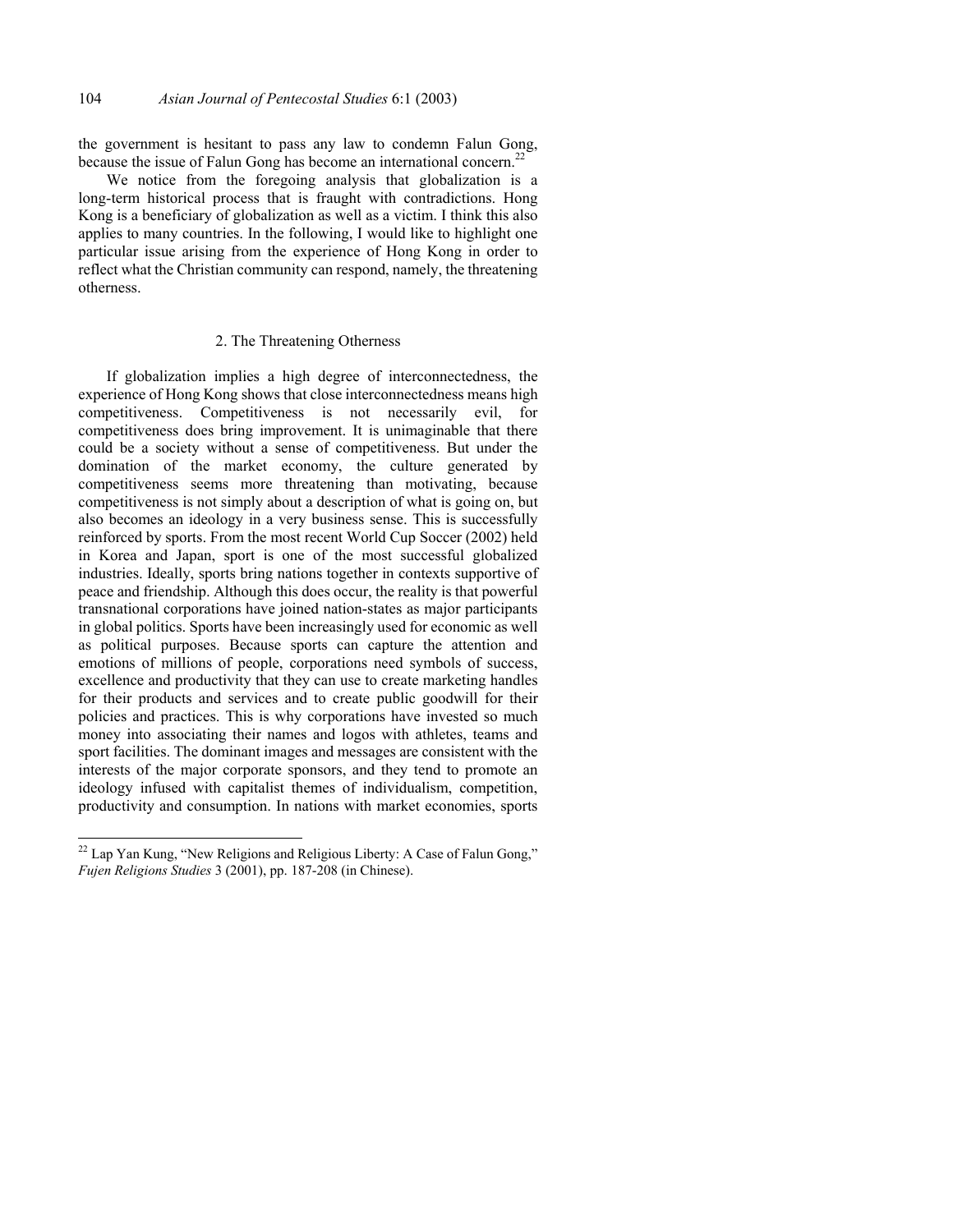the government is hesitant to pass any law to condemn Falun Gong, because the issue of Falun Gong has become an international concern.[22]

We notice from the foregoing analysis that globalization is a long-term historical process that is fraught with contradictions. Hong Kong is a beneficiary of globalization as well as a victim. I think this also applies to many countries. In the following, I would like to highlight one particular issue arising from the experience of Hong Kong in order to reflect what the Christian community can respond, namely, the threatening otherness.

## 2. The Threatening Otherness

If globalization implies a high degree of interconnectedness, the experience of Hong Kong shows that close interconnectedness means high competitiveness. Competitiveness is not necessarily evil, for competitiveness does bring improvement. It is unimaginable that there could be a society without a sense of competitiveness. But under the domination of the market economy, the culture generated by competitiveness seems more threatening than motivating, because competitiveness is not simply about a description of what is going on, but also becomes an ideology in a very business sense. This is successfully reinforced by sports. From the most recent World Cup Soccer (2002) held in Korea and Japan, sport is one of the most successful globalized industries. Ideally, sports bring nations together in contexts supportive of peace and friendship. Although this does occur, the reality is that powerful transnational corporations have joined nation-states as major participants in global politics. Sports have been increasingly used for economic as well as political purposes. Because sports can capture the attention and emotions of millions of people, corporations need symbols of success, excellence and productivity that they can use to create marketing handles for their products and services and to create public goodwill for their policies and practices. This is why corporations have invested so much money into associating their names and logos with athletes, teams and sport facilities. The dominant images and messages are consistent with the interests of the major corporate sponsors, and they tend to promote an ideology infused with capitalist themes of individualism, competition, productivity and consumption. In nations with market economies, sports

---

[22] Lap Yan Kung, "New Religions and Religious Liberty: A Case of Falun Gong," *Fujen Religions Studies* 3 (2001), pp. 187-208 (in Chinese).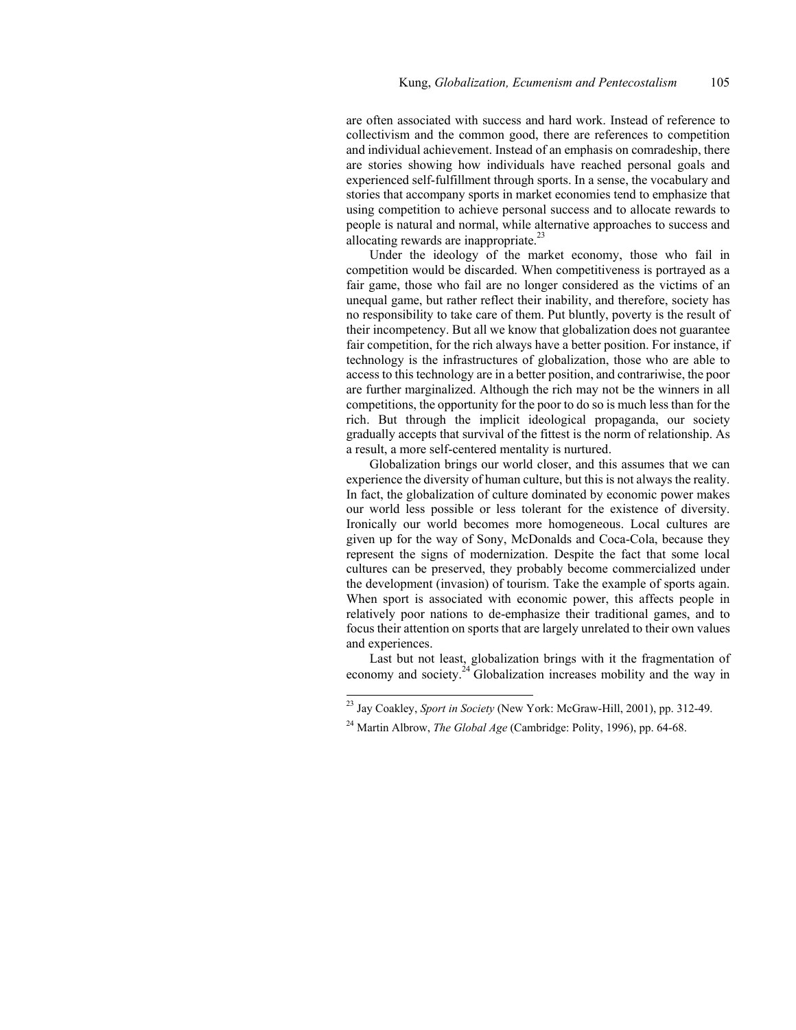are often associated with success and hard work. Instead of reference to collectivism and the common good, there are references to competition and individual achievement. Instead of an emphasis on comradeship, there are stories showing how individuals have reached personal goals and experienced self-fulfillment through sports. In a sense, the vocabulary and stories that accompany sports in market economies tend to emphasize that using competition to achieve personal success and to allocate rewards to people is natural and normal, while alternative approaches to success and allocating rewards are inappropriate.[23]

Under the ideology of the market economy, those who fail in competition would be discarded. When competitiveness is portrayed as a fair game, those who fail are no longer considered as the victims of an unequal game, but rather reflect their inability, and therefore, society has no responsibility to take care of them. Put bluntly, poverty is the result of their incompetency. But all we know that globalization does not guarantee fair competition, for the rich always have a better position. For instance, if technology is the infrastructures of globalization, those who are able to access to this technology are in a better position, and contrariwise, the poor are further marginalized. Although the rich may not be the winners in all competitions, the opportunity for the poor to do so is much less than for the rich. But through the implicit ideological propaganda, our society gradually accepts that survival of the fittest is the norm of relationship. As a result, a more self-centered mentality is nurtured.

Globalization brings our world closer, and this assumes that we can experience the diversity of human culture, but this is not always the reality. In fact, the globalization of culture dominated by economic power makes our world less possible or less tolerant for the existence of diversity. Ironically our world becomes more homogeneous. Local cultures are given up for the way of Sony, McDonalds and Coca-Cola, because they represent the signs of modernization. Despite the fact that some local cultures can be preserved, they probably become commercialized under the development (invasion) of tourism. Take the example of sports again. When sport is associated with economic power, this affects people in relatively poor nations to de-emphasize their traditional games, and to focus their attention on sports that are largely unrelated to their own values and experiences.

Last but not least, globalization brings with it the fragmentation of economy and society.[24] Globalization increases mobility and the way in

---

[23] Jay Coakley, *Sport in Society* (New York: McGraw-Hill, 2001), pp. 312-49.

[24] Martin Albrow, *The Global Age* (Cambridge: Polity, 1996), pp. 64-68.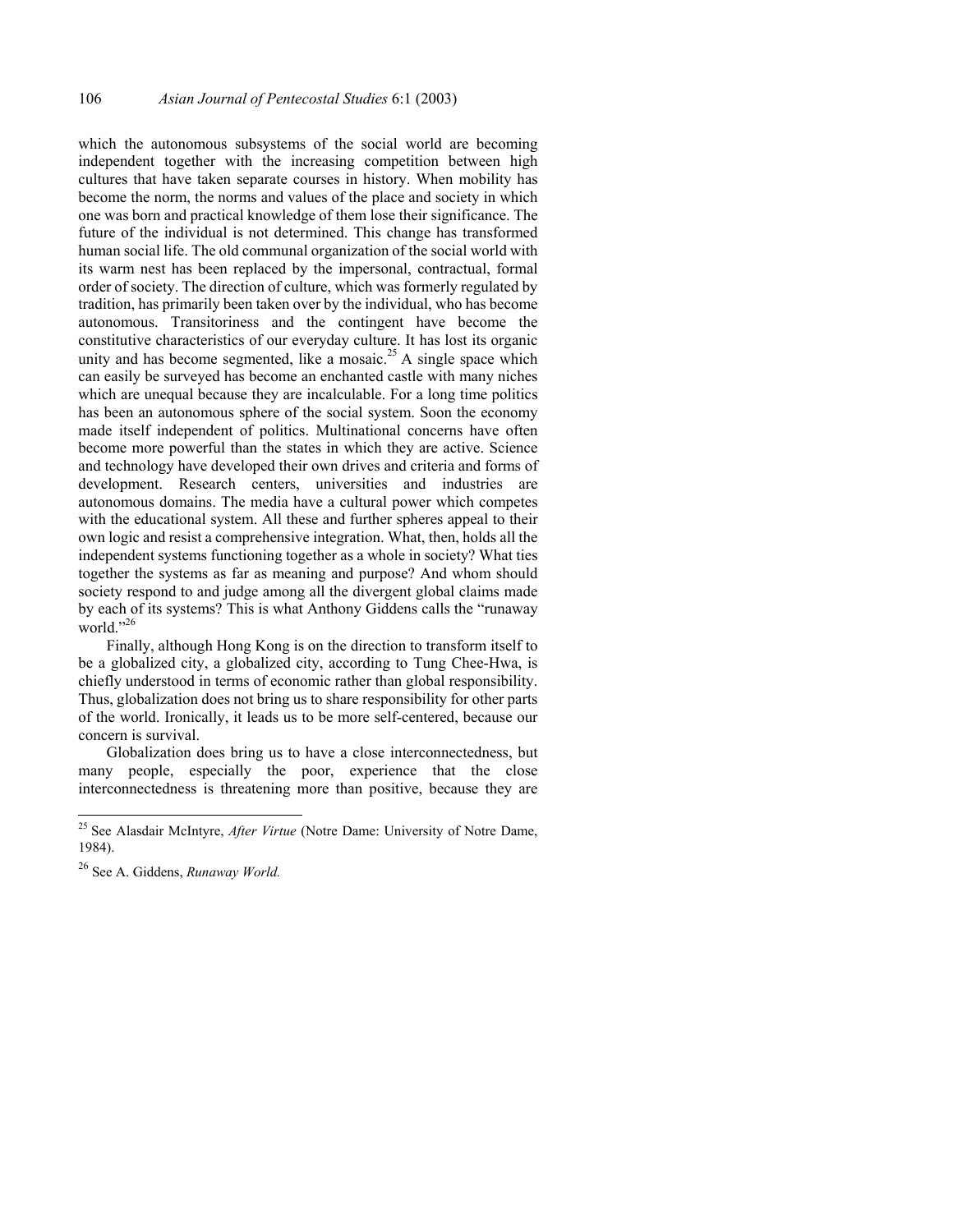which the autonomous subsystems of the social world are becoming independent together with the increasing competition between high cultures that have taken separate courses in history. When mobility has become the norm, the norms and values of the place and society in which one was born and practical knowledge of them lose their significance. The future of the individual is not determined. This change has transformed human social life. The old communal organization of the social world with its warm nest has been replaced by the impersonal, contractual, formal order of society. The direction of culture, which was formerly regulated by tradition, has primarily been taken over by the individual, who has become autonomous. Transitoriness and the contingent have become the constitutive characteristics of our everyday culture. It has lost its organic unity and has become segmented, like a mosaic.[25] A single space which can easily be surveyed has become an enchanted castle with many niches which are unequal because they are incalculable. For a long time politics has been an autonomous sphere of the social system. Soon the economy made itself independent of politics. Multinational concerns have often become more powerful than the states in which they are active. Science and technology have developed their own drives and criteria and forms of development. Research centers, universities and industries are autonomous domains. The media have a cultural power which competes with the educational system. All these and further spheres appeal to their own logic and resist a comprehensive integration. What, then, holds all the independent systems functioning together as a whole in society? What ties together the systems as far as meaning and purpose? And whom should society respond to and judge among all the divergent global claims made by each of its systems? This is what Anthony Giddens calls the "runaway world."[26]

Finally, although Hong Kong is on the direction to transform itself to be a globalized city, a globalized city, according to Tung Chee-Hwa, is chiefly understood in terms of economic rather than global responsibility. Thus, globalization does not bring us to share responsibility for other parts of the world. Ironically, it leads us to be more self-centered, because our concern is survival.

Globalization does bring us to have a close interconnectedness, but many people, especially the poor, experience that the close interconnectedness is threatening more than positive, because they are

---

[25] See Alasdair McIntyre, *After Virtue* (Notre Dame: University of Notre Dame, 1984).

[26] See A. Giddens, *Runaway World.*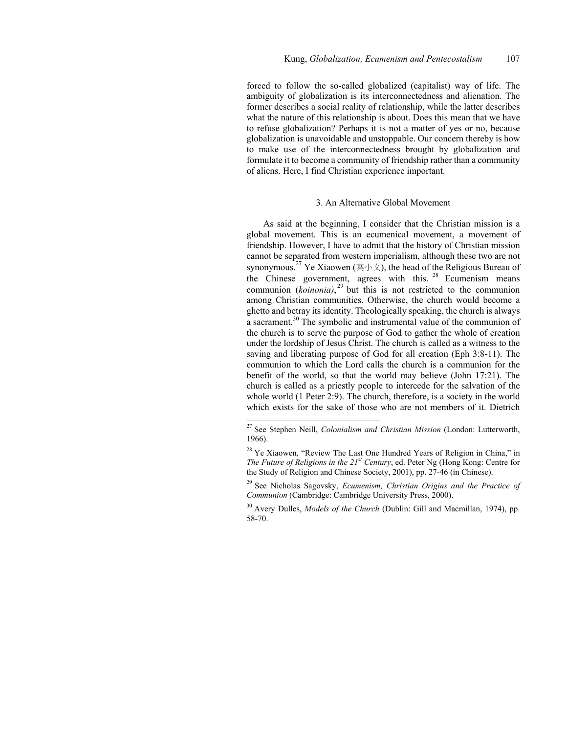forced to follow the so-called globalized (capitalist) way of life. The ambiguity of globalization is its interconnectedness and alienation. The former describes a social reality of relationship, while the latter describes what the nature of this relationship is about. Does this mean that we have to refuse globalization? Perhaps it is not a matter of yes or no, because globalization is unavoidable and unstoppable. Our concern thereby is how to make use of the interconnectedness brought by globalization and formulate it to become a community of friendship rather than a community of aliens. Here, I find Christian experience important.

## 3. An Alternative Global Movement

As said at the beginning, I consider that the Christian mission is a global movement. This is an ecumenical movement, a movement of friendship. However, I have to admit that the history of Christian mission cannot be separated from western imperialism, although these two are not synonymous.[27] Ye Xiaowen (葉小文), the head of the Religious Bureau of the Chinese government, agrees with this.[28] Ecumenism means communion (*koinonia*),[29] but this is not restricted to the communion among Christian communities. Otherwise, the church would become a ghetto and betray its identity. Theologically speaking, the church is always a sacrament.[30] The symbolic and instrumental value of the communion of the church is to serve the purpose of God to gather the whole of creation under the lordship of Jesus Christ. The church is called as a witness to the saving and liberating purpose of God for all creation (Eph 3:8-11). The communion to which the Lord calls the church is a communion for the benefit of the world, so that the world may believe (John 17:21). The church is called as a priestly people to intercede for the salvation of the whole world (1 Peter 2:9). The church, therefore, is a society in the world which exists for the sake of those who are not members of it. Dietrich

---

[27] See Stephen Neill, *Colonialism and Christian Mission* (London: Lutterworth, 1966).

[28] Ye Xiaowen, "Review The Last One Hundred Years of Religion in China," in *The Future of Religions in the 21st Century*, ed. Peter Ng (Hong Kong: Centre for the Study of Religion and Chinese Society, 2001), pp. 27-46 (in Chinese).

[29] See Nicholas Sagovsky, *Ecumenism, Christian Origins and the Practice of Communion* (Cambridge: Cambridge University Press, 2000).

[30] Avery Dulles, *Models of the Church* (Dublin: Gill and Macmillan, 1974), pp. 58-70.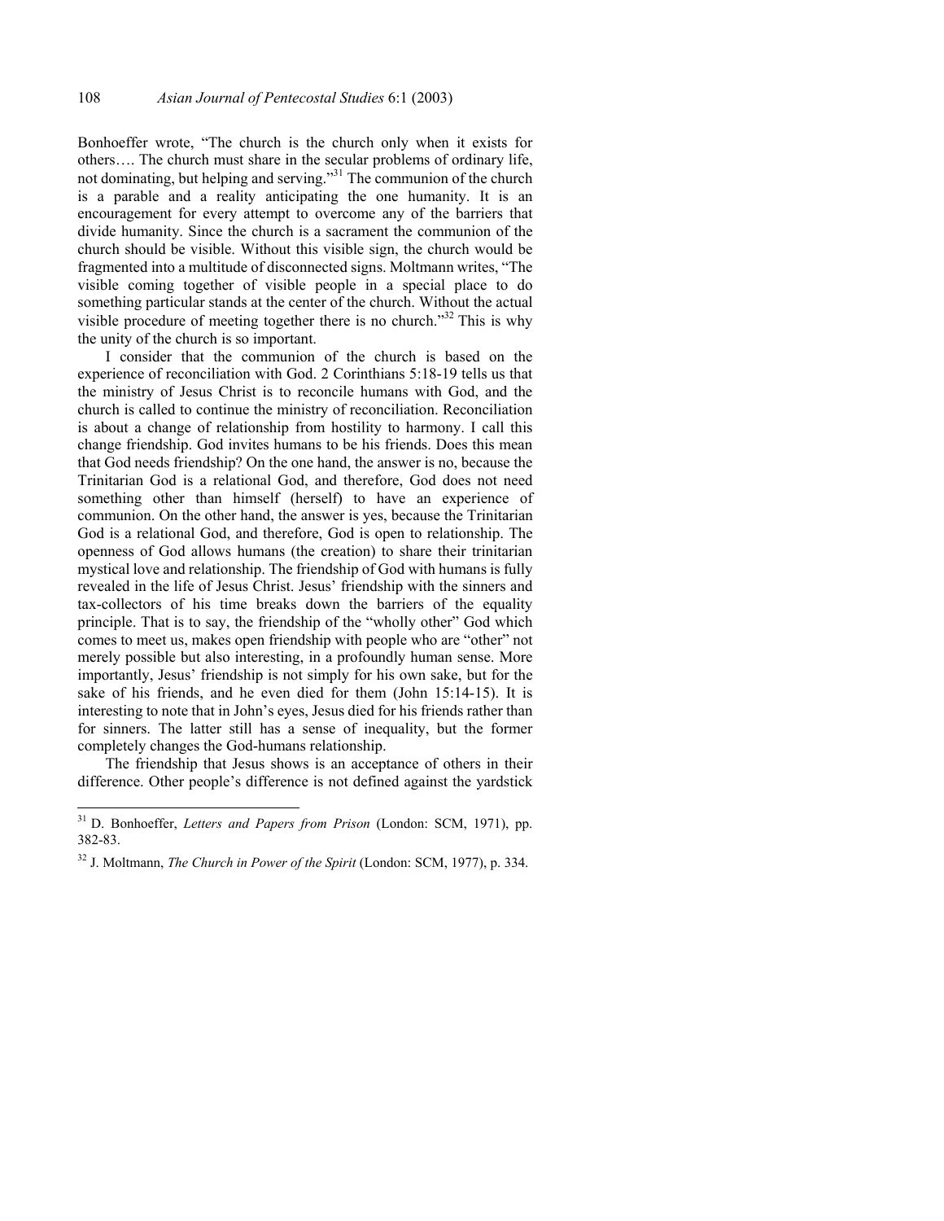Bonhoeffer wrote, "The church is the church only when it exists for others…. The church must share in the secular problems of ordinary life, not dominating, but helping and serving."[31] The communion of the church is a parable and a reality anticipating the one humanity. It is an encouragement for every attempt to overcome any of the barriers that divide humanity. Since the church is a sacrament the communion of the church should be visible. Without this visible sign, the church would be fragmented into a multitude of disconnected signs. Moltmann writes, "The visible coming together of visible people in a special place to do something particular stands at the center of the church. Without the actual visible procedure of meeting together there is no church."[32] This is why the unity of the church is so important.

I consider that the communion of the church is based on the experience of reconciliation with God. 2 Corinthians 5:18-19 tells us that the ministry of Jesus Christ is to reconcile humans with God, and the church is called to continue the ministry of reconciliation. Reconciliation is about a change of relationship from hostility to harmony. I call this change friendship. God invites humans to be his friends. Does this mean that God needs friendship? On the one hand, the answer is no, because the Trinitarian God is a relational God, and therefore, God does not need something other than himself (herself) to have an experience of communion. On the other hand, the answer is yes, because the Trinitarian God is a relational God, and therefore, God is open to relationship. The openness of God allows humans (the creation) to share their trinitarian mystical love and relationship. The friendship of God with humans is fully revealed in the life of Jesus Christ. Jesus' friendship with the sinners and tax-collectors of his time breaks down the barriers of the equality principle. That is to say, the friendship of the "wholly other" God which comes to meet us, makes open friendship with people who are "other" not merely possible but also interesting, in a profoundly human sense. More importantly, Jesus' friendship is not simply for his own sake, but for the sake of his friends, and he even died for them (John 15:14-15). It is interesting to note that in John's eyes, Jesus died for his friends rather than for sinners. The latter still has a sense of inequality, but the former completely changes the God-humans relationship.

The friendship that Jesus shows is an acceptance of others in their difference. Other people's difference is not defined against the yardstick

[31] D. Bonhoeffer, *Letters and Papers from Prison* (London: SCM, 1971), pp. 382-83.

[32] J. Moltmann, *The Church in Power of the Spirit* (London: SCM, 1977), p. 334.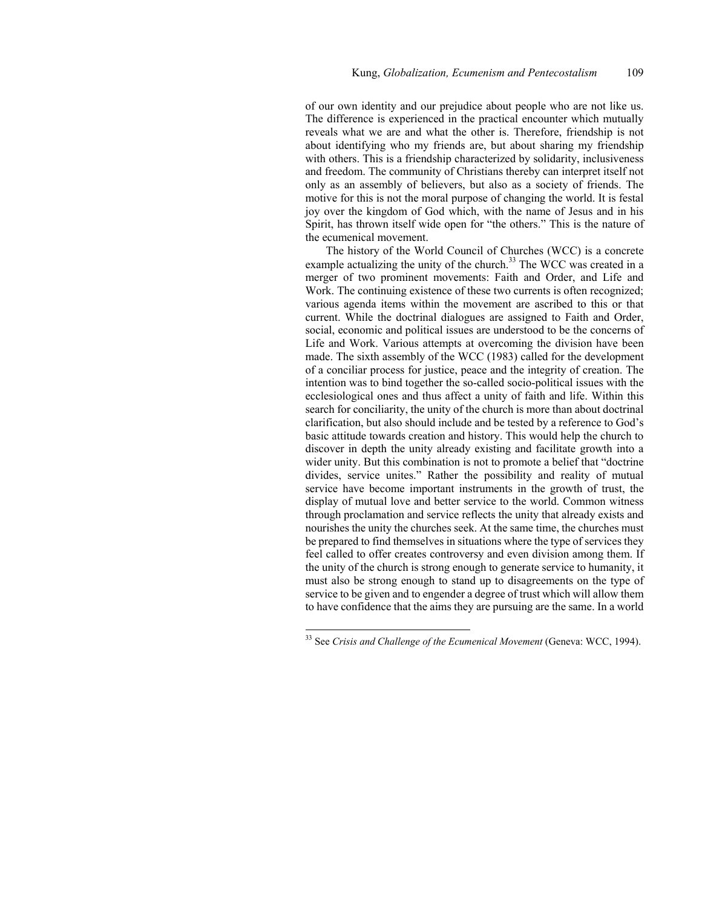of our own identity and our prejudice about people who are not like us. The difference is experienced in the practical encounter which mutually reveals what we are and what the other is. Therefore, friendship is not about identifying who my friends are, but about sharing my friendship with others. This is a friendship characterized by solidarity, inclusiveness and freedom. The community of Christians thereby can interpret itself not only as an assembly of believers, but also as a society of friends. The motive for this is not the moral purpose of changing the world. It is festal joy over the kingdom of God which, with the name of Jesus and in his Spirit, has thrown itself wide open for "the others." This is the nature of the ecumenical movement.

The history of the World Council of Churches (WCC) is a concrete example actualizing the unity of the church.[33] The WCC was created in a merger of two prominent movements: Faith and Order, and Life and Work. The continuing existence of these two currents is often recognized; various agenda items within the movement are ascribed to this or that current. While the doctrinal dialogues are assigned to Faith and Order, social, economic and political issues are understood to be the concerns of Life and Work. Various attempts at overcoming the division have been made. The sixth assembly of the WCC (1983) called for the development of a conciliar process for justice, peace and the integrity of creation. The intention was to bind together the so-called socio-political issues with the ecclesiological ones and thus affect a unity of faith and life. Within this search for conciliarity, the unity of the church is more than about doctrinal clarification, but also should include and be tested by a reference to God's basic attitude towards creation and history. This would help the church to discover in depth the unity already existing and facilitate growth into a wider unity. But this combination is not to promote a belief that "doctrine divides, service unites." Rather the possibility and reality of mutual service have become important instruments in the growth of trust, the display of mutual love and better service to the world. Common witness through proclamation and service reflects the unity that already exists and nourishes the unity the churches seek. At the same time, the churches must be prepared to find themselves in situations where the type of services they feel called to offer creates controversy and even division among them. If the unity of the church is strong enough to generate service to humanity, it must also be strong enough to stand up to disagreements on the type of service to be given and to engender a degree of trust which will allow them to have confidence that the aims they are pursuing are the same. In a world

---

[33] See *Crisis and Challenge of the Ecumenical Movement* (Geneva: WCC, 1994).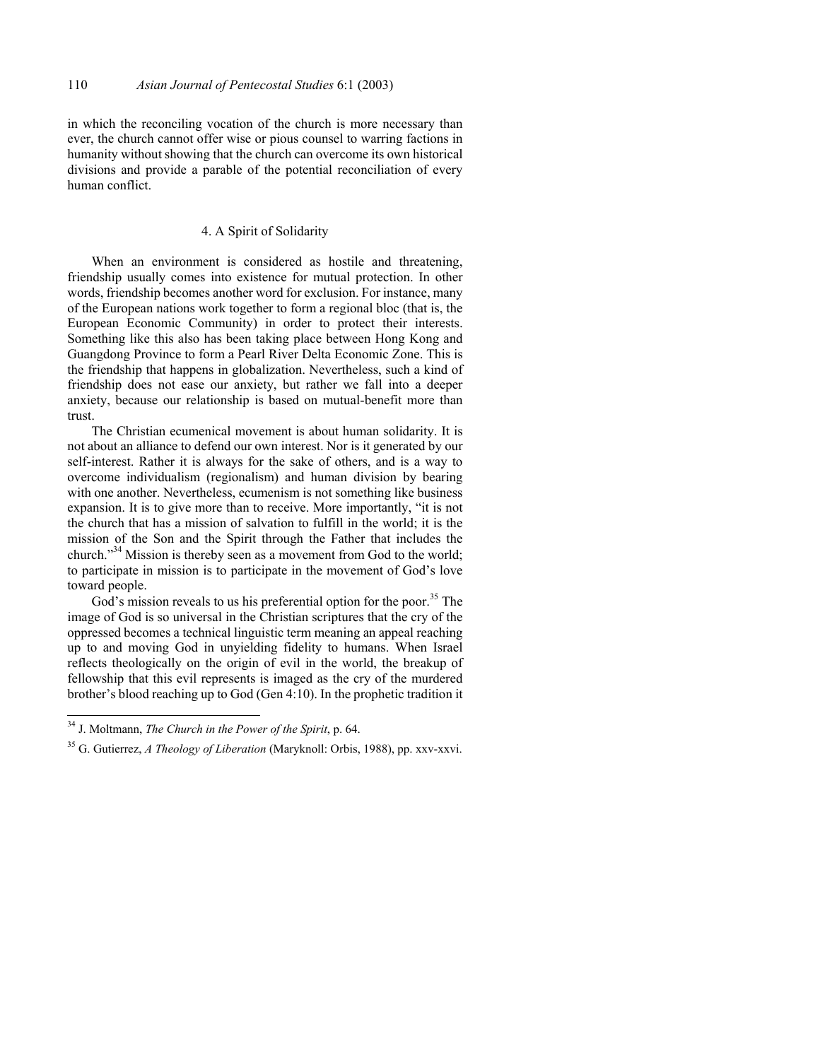in which the reconciling vocation of the church is more necessary than ever, the church cannot offer wise or pious counsel to warring factions in humanity without showing that the church can overcome its own historical divisions and provide a parable of the potential reconciliation of every human conflict.

### 4. A Spirit of Solidarity

When an environment is considered as hostile and threatening, friendship usually comes into existence for mutual protection. In other words, friendship becomes another word for exclusion. For instance, many of the European nations work together to form a regional bloc (that is, the European Economic Community) in order to protect their interests. Something like this also has been taking place between Hong Kong and Guangdong Province to form a Pearl River Delta Economic Zone. This is the friendship that happens in globalization. Nevertheless, such a kind of friendship does not ease our anxiety, but rather we fall into a deeper anxiety, because our relationship is based on mutual-benefit more than trust.

The Christian ecumenical movement is about human solidarity. It is not about an alliance to defend our own interest. Nor is it generated by our self-interest. Rather it is always for the sake of others, and is a way to overcome individualism (regionalism) and human division by bearing with one another. Nevertheless, ecumenism is not something like business expansion. It is to give more than to receive. More importantly, "it is not the church that has a mission of salvation to fulfill in the world; it is the mission of the Son and the Spirit through the Father that includes the church."[34] Mission is thereby seen as a movement from God to the world; to participate in mission is to participate in the movement of God's love toward people.

God's mission reveals to us his preferential option for the poor.[35] The image of God is so universal in the Christian scriptures that the cry of the oppressed becomes a technical linguistic term meaning an appeal reaching up to and moving God in unyielding fidelity to humans. When Israel reflects theologically on the origin of evil in the world, the breakup of fellowship that this evil represents is imaged as the cry of the murdered brother's blood reaching up to God (Gen 4:10). In the prophetic tradition it

---

[34] J. Moltmann, *The Church in the Power of the Spirit*, p. 64.

[35] G. Gutierrez, *A Theology of Liberation* (Maryknoll: Orbis, 1988), pp. xxv-xxvi.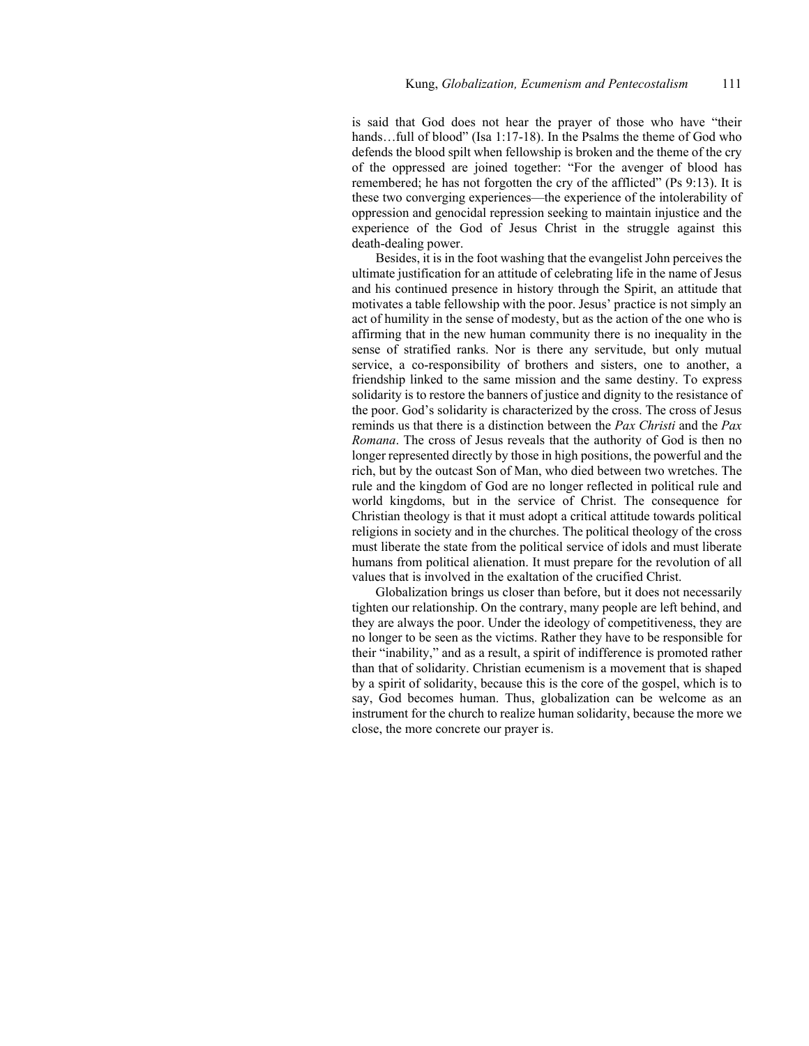is said that God does not hear the prayer of those who have "their hands…full of blood" (Isa 1:17-18). In the Psalms the theme of God who defends the blood spilt when fellowship is broken and the theme of the cry of the oppressed are joined together: "For the avenger of blood has remembered; he has not forgotten the cry of the afflicted" (Ps 9:13). It is these two converging experiences—the experience of the intolerability of oppression and genocidal repression seeking to maintain injustice and the experience of the God of Jesus Christ in the struggle against this death-dealing power.

Besides, it is in the foot washing that the evangelist John perceives the ultimate justification for an attitude of celebrating life in the name of Jesus and his continued presence in history through the Spirit, an attitude that motivates a table fellowship with the poor. Jesus' practice is not simply an act of humility in the sense of modesty, but as the action of the one who is affirming that in the new human community there is no inequality in the sense of stratified ranks. Nor is there any servitude, but only mutual service, a co-responsibility of brothers and sisters, one to another, a friendship linked to the same mission and the same destiny. To express solidarity is to restore the banners of justice and dignity to the resistance of the poor. God's solidarity is characterized by the cross. The cross of Jesus reminds us that there is a distinction between the *Pax Christi* and the *Pax Romana*. The cross of Jesus reveals that the authority of God is then no longer represented directly by those in high positions, the powerful and the rich, but by the outcast Son of Man, who died between two wretches. The rule and the kingdom of God are no longer reflected in political rule and world kingdoms, but in the service of Christ. The consequence for Christian theology is that it must adopt a critical attitude towards political religions in society and in the churches. The political theology of the cross must liberate the state from the political service of idols and must liberate humans from political alienation. It must prepare for the revolution of all values that is involved in the exaltation of the crucified Christ.

Globalization brings us closer than before, but it does not necessarily tighten our relationship. On the contrary, many people are left behind, and they are always the poor. Under the ideology of competitiveness, they are no longer to be seen as the victims. Rather they have to be responsible for their "inability," and as a result, a spirit of indifference is promoted rather than that of solidarity. Christian ecumenism is a movement that is shaped by a spirit of solidarity, because this is the core of the gospel, which is to say, God becomes human. Thus, globalization can be welcome as an instrument for the church to realize human solidarity, because the more we close, the more concrete our prayer is.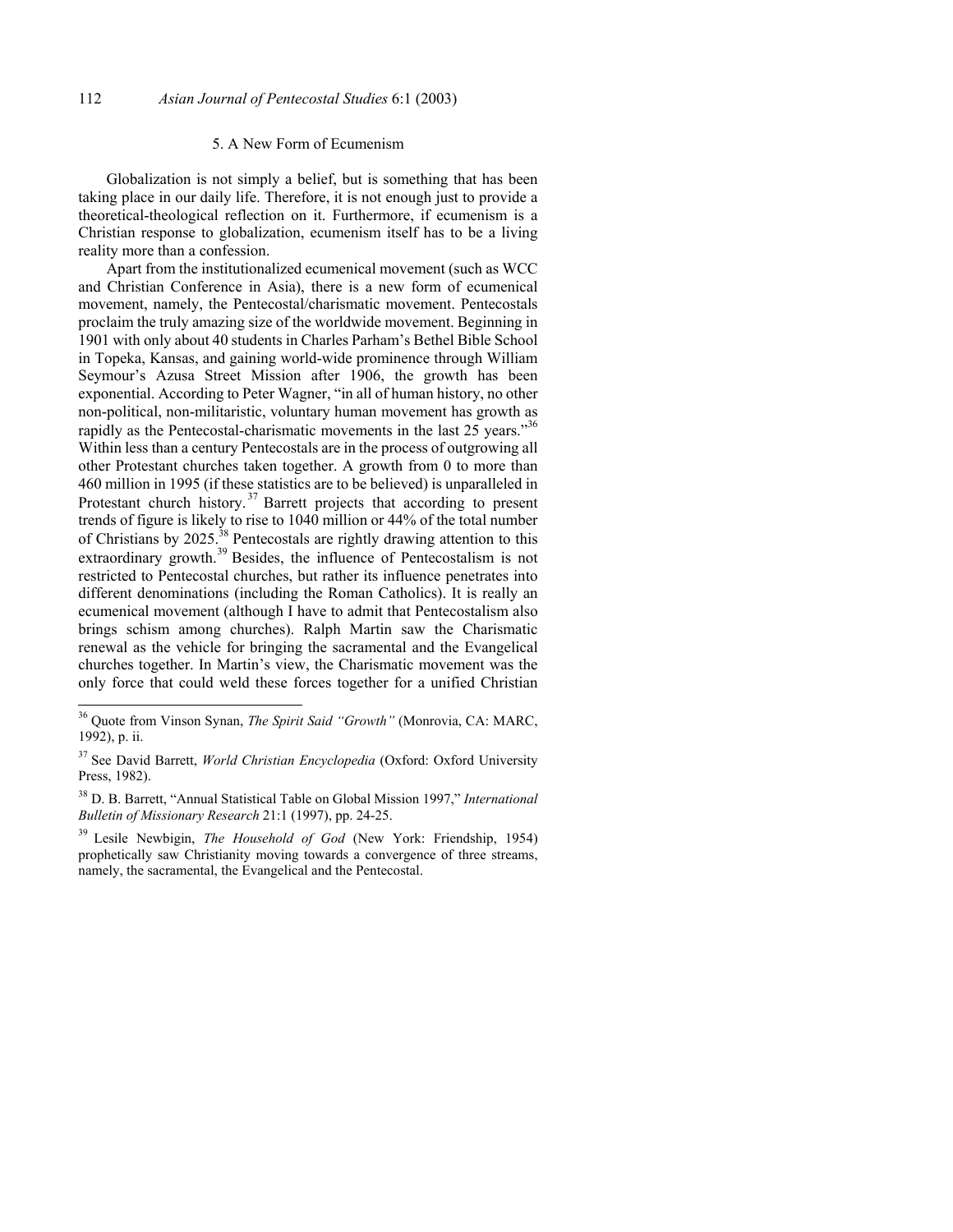## 5. A New Form of Ecumenism

Globalization is not simply a belief, but is something that has been taking place in our daily life. Therefore, it is not enough just to provide a theoretical-theological reflection on it. Furthermore, if ecumenism is a Christian response to globalization, ecumenism itself has to be a living reality more than a confession.

Apart from the institutionalized ecumenical movement (such as WCC and Christian Conference in Asia), there is a new form of ecumenical movement, namely, the Pentecostal/charismatic movement. Pentecostals proclaim the truly amazing size of the worldwide movement. Beginning in 1901 with only about 40 students in Charles Parham's Bethel Bible School in Topeka, Kansas, and gaining world-wide prominence through William Seymour's Azusa Street Mission after 1906, the growth has been exponential. According to Peter Wagner, "in all of human history, no other non-political, non-militaristic, voluntary human movement has growth as rapidly as the Pentecostal-charismatic movements in the last 25 years."[36] Within less than a century Pentecostals are in the process of outgrowing all other Protestant churches taken together. A growth from 0 to more than 460 million in 1995 (if these statistics are to be believed) is unparalleled in Protestant church history.[37] Barrett projects that according to present trends of figure is likely to rise to 1040 million or 44% of the total number of Christians by 2025.[38] Pentecostals are rightly drawing attention to this extraordinary growth.[39] Besides, the influence of Pentecostalism is not restricted to Pentecostal churches, but rather its influence penetrates into different denominations (including the Roman Catholics). It is really an ecumenical movement (although I have to admit that Pentecostalism also brings schism among churches). Ralph Martin saw the Charismatic renewal as the vehicle for bringing the sacramental and the Evangelical churches together. In Martin's view, the Charismatic movement was the only force that could weld these forces together for a unified Christian

---

[36] Quote from Vinson Synan, *The Spirit Said "Growth"* (Monrovia, CA: MARC, 1992), p. ii.

[37] See David Barrett, *World Christian Encyclopedia* (Oxford: Oxford University Press, 1982).

[38] D. B. Barrett, "Annual Statistical Table on Global Mission 1997," *International Bulletin of Missionary Research* 21:1 (1997), pp. 24-25.

[39] Lesile Newbigin, *The Household of God* (New York: Friendship, 1954) prophetically saw Christianity moving towards a convergence of three streams, namely, the sacramental, the Evangelical and the Pentecostal.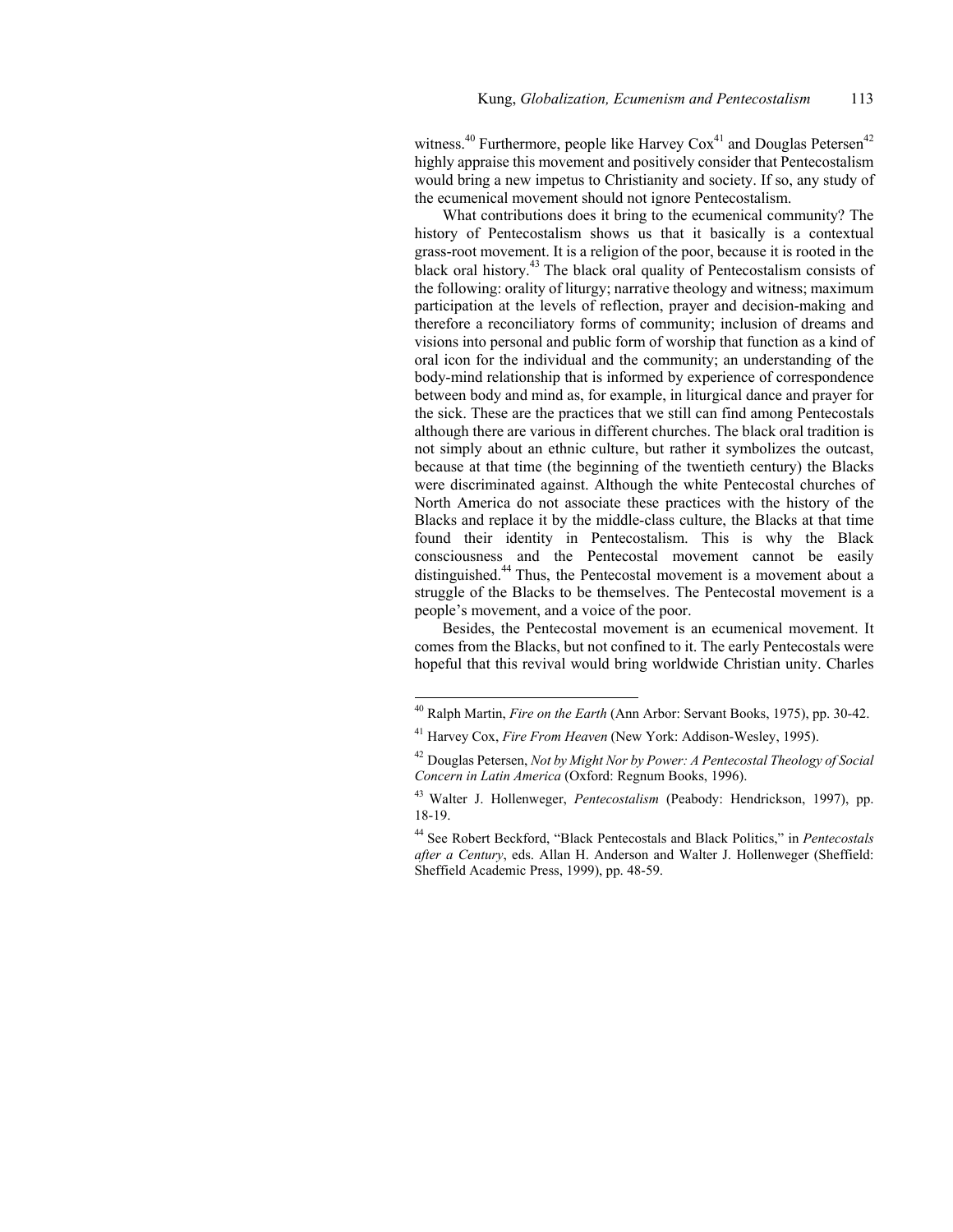witness.[40] Furthermore, people like Harvey Cox[41] and Douglas Petersen[42] highly appraise this movement and positively consider that Pentecostalism would bring a new impetus to Christianity and society. If so, any study of the ecumenical movement should not ignore Pentecostalism.

What contributions does it bring to the ecumenical community? The history of Pentecostalism shows us that it basically is a contextual grass-root movement. It is a religion of the poor, because it is rooted in the black oral history.[43] The black oral quality of Pentecostalism consists of the following: orality of liturgy; narrative theology and witness; maximum participation at the levels of reflection, prayer and decision-making and therefore a reconciliatory forms of community; inclusion of dreams and visions into personal and public form of worship that function as a kind of oral icon for the individual and the community; an understanding of the body-mind relationship that is informed by experience of correspondence between body and mind as, for example, in liturgical dance and prayer for the sick. These are the practices that we still can find among Pentecostals although there are various in different churches. The black oral tradition is not simply about an ethnic culture, but rather it symbolizes the outcast, because at that time (the beginning of the twentieth century) the Blacks were discriminated against. Although the white Pentecostal churches of North America do not associate these practices with the history of the Blacks and replace it by the middle-class culture, the Blacks at that time found their identity in Pentecostalism. This is why the Black consciousness and the Pentecostal movement cannot be easily distinguished.[44] Thus, the Pentecostal movement is a movement about a struggle of the Blacks to be themselves. The Pentecostal movement is a people's movement, and a voice of the poor.

Besides, the Pentecostal movement is an ecumenical movement. It comes from the Blacks, but not confined to it. The early Pentecostals were hopeful that this revival would bring worldwide Christian unity. Charles

---

[40] Ralph Martin, *Fire on the Earth* (Ann Arbor: Servant Books, 1975), pp. 30-42.

[41] Harvey Cox, *Fire From Heaven* (New York: Addison-Wesley, 1995).

[42] Douglas Petersen, *Not by Might Nor by Power: A Pentecostal Theology of Social Concern in Latin America* (Oxford: Regnum Books, 1996).

[43] Walter J. Hollenweger, *Pentecostalism* (Peabody: Hendrickson, 1997), pp. 18-19.

[44] See Robert Beckford, "Black Pentecostals and Black Politics," in *Pentecostals after a Century*, eds. Allan H. Anderson and Walter J. Hollenweger (Sheffield: Sheffield Academic Press, 1999), pp. 48-59.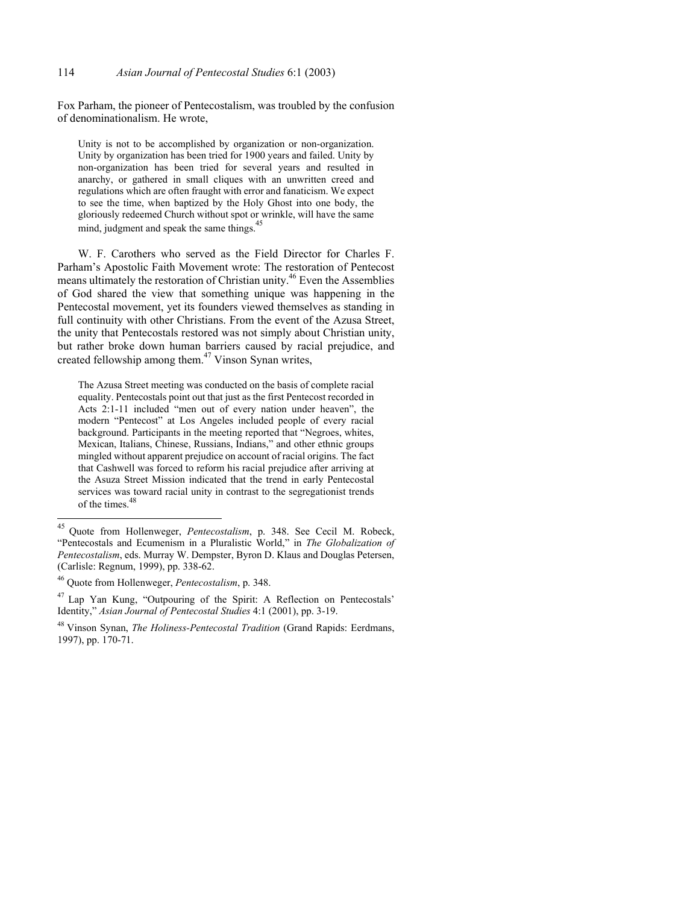Fox Parham, the pioneer of Pentecostalism, was troubled by the confusion of denominationalism. He wrote,

> Unity is not to be accomplished by organization or non-organization. Unity by organization has been tried for 1900 years and failed. Unity by non-organization has been tried for several years and resulted in anarchy, or gathered in small cliques with an unwritten creed and regulations which are often fraught with error and fanaticism. We expect to see the time, when baptized by the Holy Ghost into one body, the gloriously redeemed Church without spot or wrinkle, will have the same mind, judgment and speak the same things.[45]

W. F. Carothers who served as the Field Director for Charles F. Parham's Apostolic Faith Movement wrote: The restoration of Pentecost means ultimately the restoration of Christian unity.[46] Even the Assemblies of God shared the view that something unique was happening in the Pentecostal movement, yet its founders viewed themselves as standing in full continuity with other Christians. From the event of the Azusa Street, the unity that Pentecostals restored was not simply about Christian unity, but rather broke down human barriers caused by racial prejudice, and created fellowship among them.[47] Vinson Synan writes,

> The Azusa Street meeting was conducted on the basis of complete racial equality. Pentecostals point out that just as the first Pentecost recorded in Acts 2:1-11 included "men out of every nation under heaven", the modern "Pentecost" at Los Angeles included people of every racial background. Participants in the meeting reported that "Negroes, whites, Mexican, Italians, Chinese, Russians, Indians," and other ethnic groups mingled without apparent prejudice on account of racial origins. The fact that Cashwell was forced to reform his racial prejudice after arriving at the Asuza Street Mission indicated that the trend in early Pentecostal services was toward racial unity in contrast to the segregationist trends of the times.[48]

---

[45] Quote from Hollenweger, *Pentecostalism*, p. 348. See Cecil M. Robeck, "Pentecostals and Ecumenism in a Pluralistic World," in *The Globalization of Pentecostalism*, eds. Murray W. Dempster, Byron D. Klaus and Douglas Petersen, (Carlisle: Regnum, 1999), pp. 338-62.

[46] Quote from Hollenweger, *Pentecostalism*, p. 348.

[47] Lap Yan Kung, "Outpouring of the Spirit: A Reflection on Pentecostals' Identity," *Asian Journal of Pentecostal Studies* 4:1 (2001), pp. 3-19.

[48] Vinson Synan, *The Holiness-Pentecostal Tradition* (Grand Rapids: Eerdmans, 1997), pp. 170-71.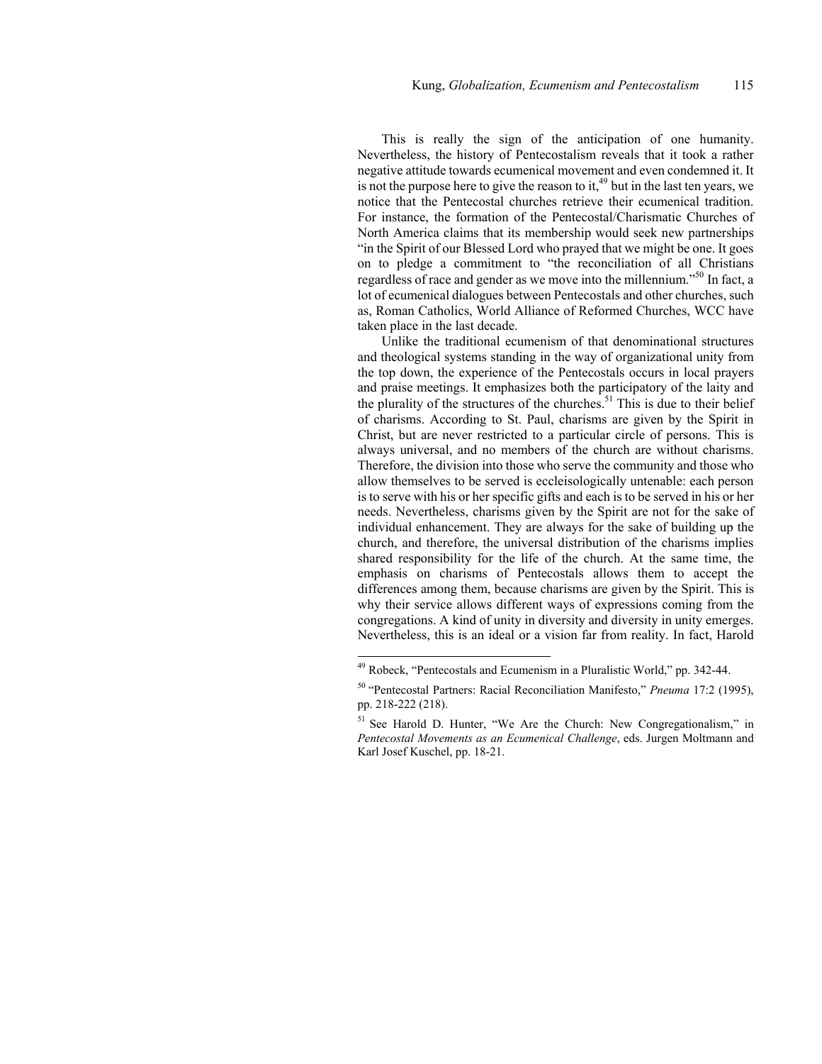This is really the sign of the anticipation of one humanity. Nevertheless, the history of Pentecostalism reveals that it took a rather negative attitude towards ecumenical movement and even condemned it. It is not the purpose here to give the reason to it,[49] but in the last ten years, we notice that the Pentecostal churches retrieve their ecumenical tradition. For instance, the formation of the Pentecostal/Charismatic Churches of North America claims that its membership would seek new partnerships "in the Spirit of our Blessed Lord who prayed that we might be one. It goes on to pledge a commitment to "the reconciliation of all Christians regardless of race and gender as we move into the millennium."[50] In fact, a lot of ecumenical dialogues between Pentecostals and other churches, such as, Roman Catholics, World Alliance of Reformed Churches, WCC have taken place in the last decade.

Unlike the traditional ecumenism of that denominational structures and theological systems standing in the way of organizational unity from the top down, the experience of the Pentecostals occurs in local prayers and praise meetings. It emphasizes both the participatory of the laity and the plurality of the structures of the churches.[51] This is due to their belief of charisms. According to St. Paul, charisms are given by the Spirit in Christ, but are never restricted to a particular circle of persons. This is always universal, and no members of the church are without charisms. Therefore, the division into those who serve the community and those who allow themselves to be served is eccleisologically untenable: each person is to serve with his or her specific gifts and each is to be served in his or her needs. Nevertheless, charisms given by the Spirit are not for the sake of individual enhancement. They are always for the sake of building up the church, and therefore, the universal distribution of the charisms implies shared responsibility for the life of the church. At the same time, the emphasis on charisms of Pentecostals allows them to accept the differences among them, because charisms are given by the Spirit. This is why their service allows different ways of expressions coming from the congregations. A kind of unity in diversity and diversity in unity emerges. Nevertheless, this is an ideal or a vision far from reality. In fact, Harold

---

[49] Robeck, "Pentecostals and Ecumenism in a Pluralistic World," pp. 342-44.

[50] "Pentecostal Partners: Racial Reconciliation Manifesto," *Pneuma* 17:2 (1995), pp. 218-222 (218).

[51] See Harold D. Hunter, "We Are the Church: New Congregationalism," in *Pentecostal Movements as an Ecumenical Challenge*, eds. Jurgen Moltmann and Karl Josef Kuschel, pp. 18-21.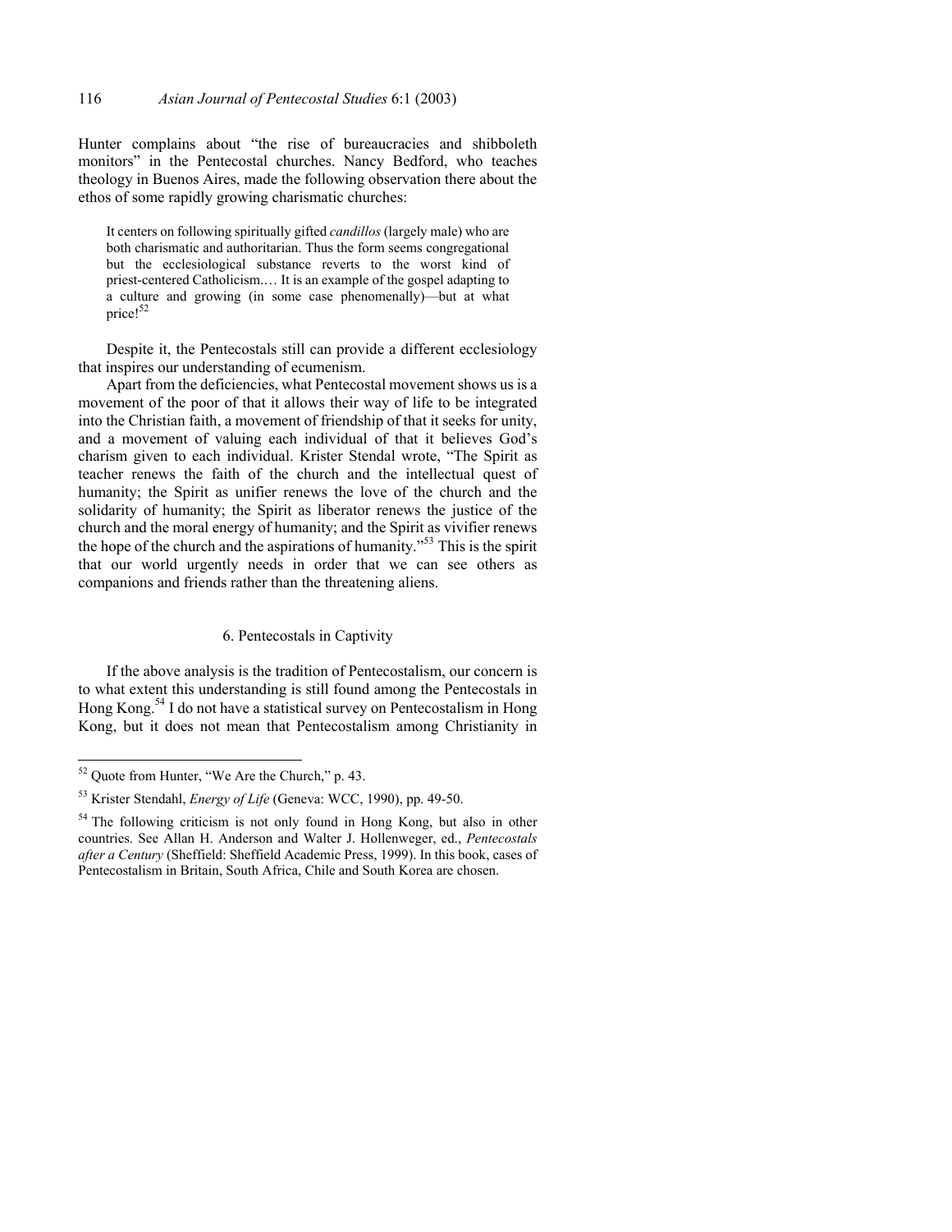Hunter complains about "the rise of bureaucracies and shibboleth monitors" in the Pentecostal churches. Nancy Bedford, who teaches theology in Buenos Aires, made the following observation there about the ethos of some rapidly growing charismatic churches:

> It centers on following spiritually gifted *candillos* (largely male) who are both charismatic and authoritarian. Thus the form seems congregational but the ecclesiological substance reverts to the worst kind of priest-centered Catholicism.… It is an example of the gospel adapting to a culture and growing (in some case phenomenally)—but at what price![52]

Despite it, the Pentecostals still can provide a different ecclesiology that inspires our understanding of ecumenism.

Apart from the deficiencies, what Pentecostal movement shows us is a movement of the poor of that it allows their way of life to be integrated into the Christian faith, a movement of friendship of that it seeks for unity, and a movement of valuing each individual of that it believes God's charism given to each individual. Krister Stendal wrote, "The Spirit as teacher renews the faith of the church and the intellectual quest of humanity; the Spirit as unifier renews the love of the church and the solidarity of humanity; the Spirit as liberator renews the justice of the church and the moral energy of humanity; and the Spirit as vivifier renews the hope of the church and the aspirations of humanity."[53] This is the spirit that our world urgently needs in order that we can see others as companions and friends rather than the threatening aliens.

## 6. Pentecostals in Captivity

If the above analysis is the tradition of Pentecostalism, our concern is to what extent this understanding is still found among the Pentecostals in Hong Kong.[54] I do not have a statistical survey on Pentecostalism in Hong Kong, but it does not mean that Pentecostalism among Christianity in

---

[52] Quote from Hunter, "We Are the Church," p. 43.

[53] Krister Stendahl, *Energy of Life* (Geneva: WCC, 1990), pp. 49-50.

[54] The following criticism is not only found in Hong Kong, but also in other countries. See Allan H. Anderson and Walter J. Hollenweger, ed., *Pentecostals after a Century* (Sheffield: Sheffield Academic Press, 1999). In this book, cases of Pentecostalism in Britain, South Africa, Chile and South Korea are chosen.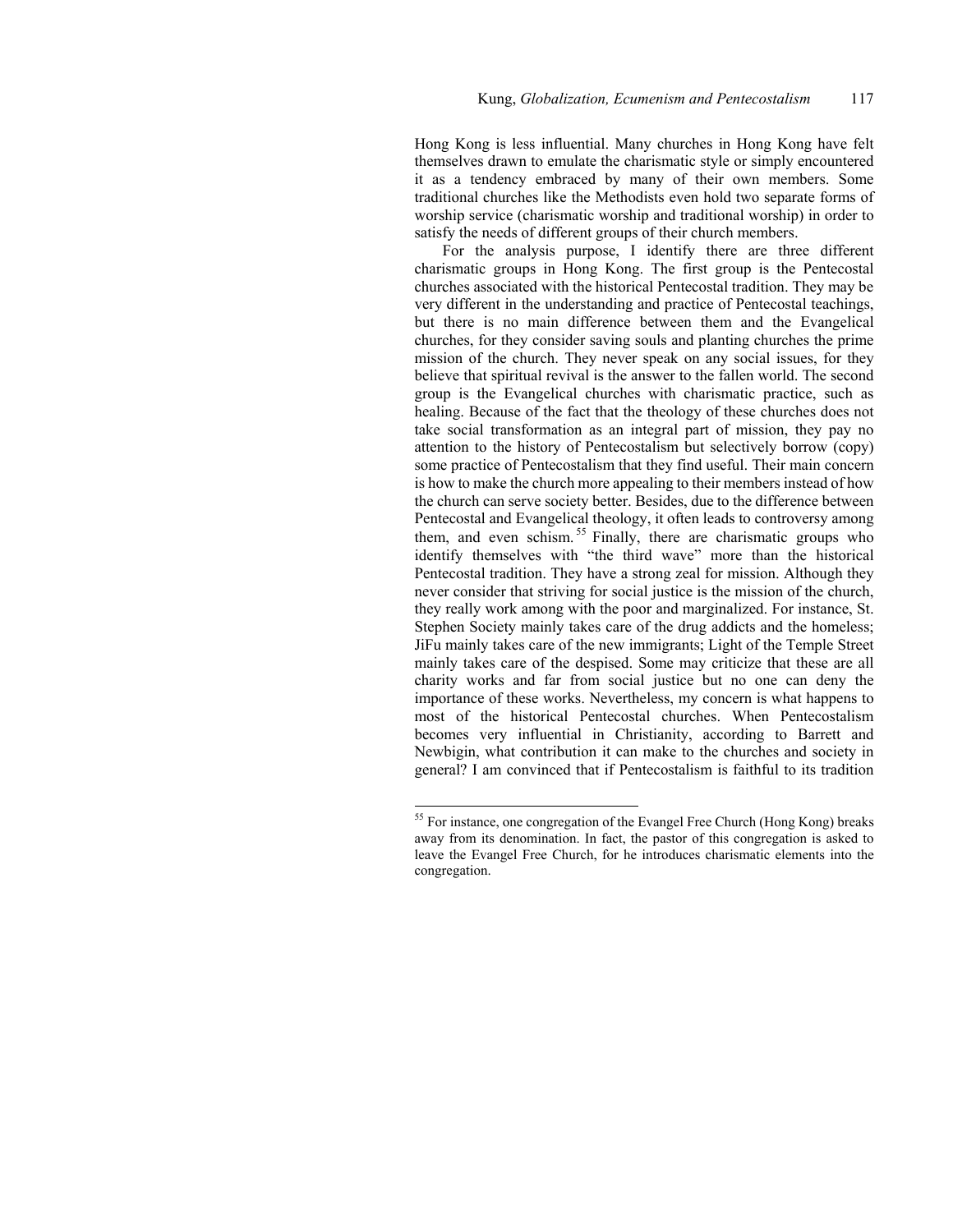Hong Kong is less influential. Many churches in Hong Kong have felt themselves drawn to emulate the charismatic style or simply encountered it as a tendency embraced by many of their own members. Some traditional churches like the Methodists even hold two separate forms of worship service (charismatic worship and traditional worship) in order to satisfy the needs of different groups of their church members.

For the analysis purpose, I identify there are three different charismatic groups in Hong Kong. The first group is the Pentecostal churches associated with the historical Pentecostal tradition. They may be very different in the understanding and practice of Pentecostal teachings, but there is no main difference between them and the Evangelical churches, for they consider saving souls and planting churches the prime mission of the church. They never speak on any social issues, for they believe that spiritual revival is the answer to the fallen world. The second group is the Evangelical churches with charismatic practice, such as healing. Because of the fact that the theology of these churches does not take social transformation as an integral part of mission, they pay no attention to the history of Pentecostalism but selectively borrow (copy) some practice of Pentecostalism that they find useful. Their main concern is how to make the church more appealing to their members instead of how the church can serve society better. Besides, due to the difference between Pentecostal and Evangelical theology, it often leads to controversy among them, and even schism.[55] Finally, there are charismatic groups who identify themselves with "the third wave" more than the historical Pentecostal tradition. They have a strong zeal for mission. Although they never consider that striving for social justice is the mission of the church, they really work among with the poor and marginalized. For instance, St. Stephen Society mainly takes care of the drug addicts and the homeless; JiFu mainly takes care of the new immigrants; Light of the Temple Street mainly takes care of the despised. Some may criticize that these are all charity works and far from social justice but no one can deny the importance of these works. Nevertheless, my concern is what happens to most of the historical Pentecostal churches. When Pentecostalism becomes very influential in Christianity, according to Barrett and Newbigin, what contribution it can make to the churches and society in general? I am convinced that if Pentecostalism is faithful to its tradition

---

[55] For instance, one congregation of the Evangel Free Church (Hong Kong) breaks away from its denomination. In fact, the pastor of this congregation is asked to leave the Evangel Free Church, for he introduces charismatic elements into the congregation.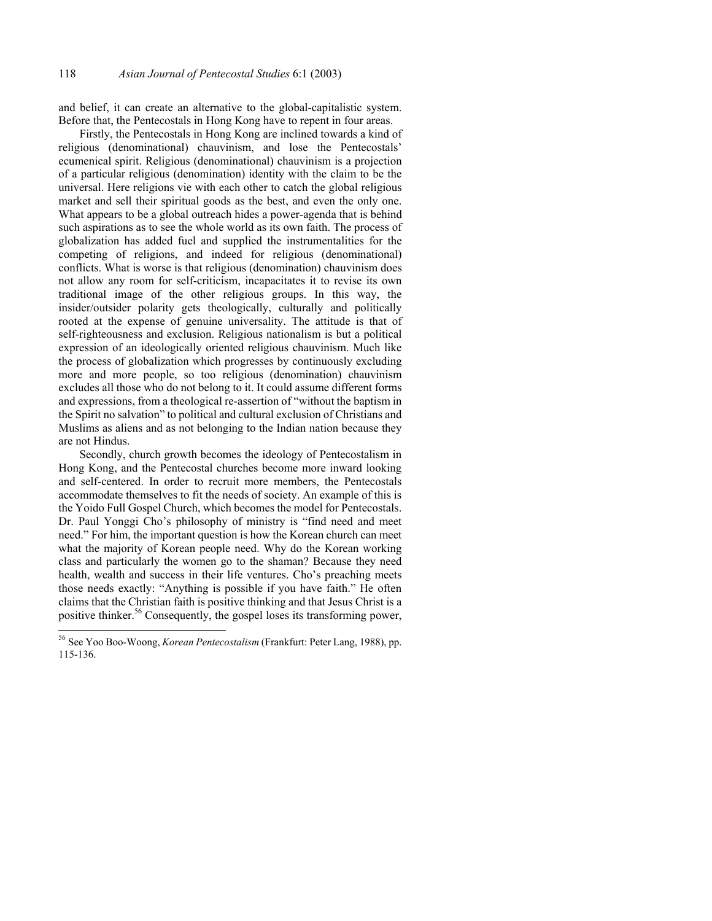and belief, it can create an alternative to the global-capitalistic system. Before that, the Pentecostals in Hong Kong have to repent in four areas.

Firstly, the Pentecostals in Hong Kong are inclined towards a kind of religious (denominational) chauvinism, and lose the Pentecostals' ecumenical spirit. Religious (denominational) chauvinism is a projection of a particular religious (denomination) identity with the claim to be the universal. Here religions vie with each other to catch the global religious market and sell their spiritual goods as the best, and even the only one. What appears to be a global outreach hides a power-agenda that is behind such aspirations as to see the whole world as its own faith. The process of globalization has added fuel and supplied the instrumentalities for the competing of religions, and indeed for religious (denominational) conflicts. What is worse is that religious (denomination) chauvinism does not allow any room for self-criticism, incapacitates it to revise its own traditional image of the other religious groups. In this way, the insider/outsider polarity gets theologically, culturally and politically rooted at the expense of genuine universality. The attitude is that of self-righteousness and exclusion. Religious nationalism is but a political expression of an ideologically oriented religious chauvinism. Much like the process of globalization which progresses by continuously excluding more and more people, so too religious (denomination) chauvinism excludes all those who do not belong to it. It could assume different forms and expressions, from a theological re-assertion of "without the baptism in the Spirit no salvation" to political and cultural exclusion of Christians and Muslims as aliens and as not belonging to the Indian nation because they are not Hindus.

Secondly, church growth becomes the ideology of Pentecostalism in Hong Kong, and the Pentecostal churches become more inward looking and self-centered. In order to recruit more members, the Pentecostals accommodate themselves to fit the needs of society. An example of this is the Yoido Full Gospel Church, which becomes the model for Pentecostals. Dr. Paul Yonggi Cho's philosophy of ministry is "find need and meet need." For him, the important question is how the Korean church can meet what the majority of Korean people need. Why do the Korean working class and particularly the women go to the shaman? Because they need health, wealth and success in their life ventures. Cho's preaching meets those needs exactly: "Anything is possible if you have faith." He often claims that the Christian faith is positive thinking and that Jesus Christ is a positive thinker.[56] Consequently, the gospel loses its transforming power,

[56] See Yoo Boo-Woong, *Korean Pentecostalism* (Frankfurt: Peter Lang, 1988), pp. 115-136.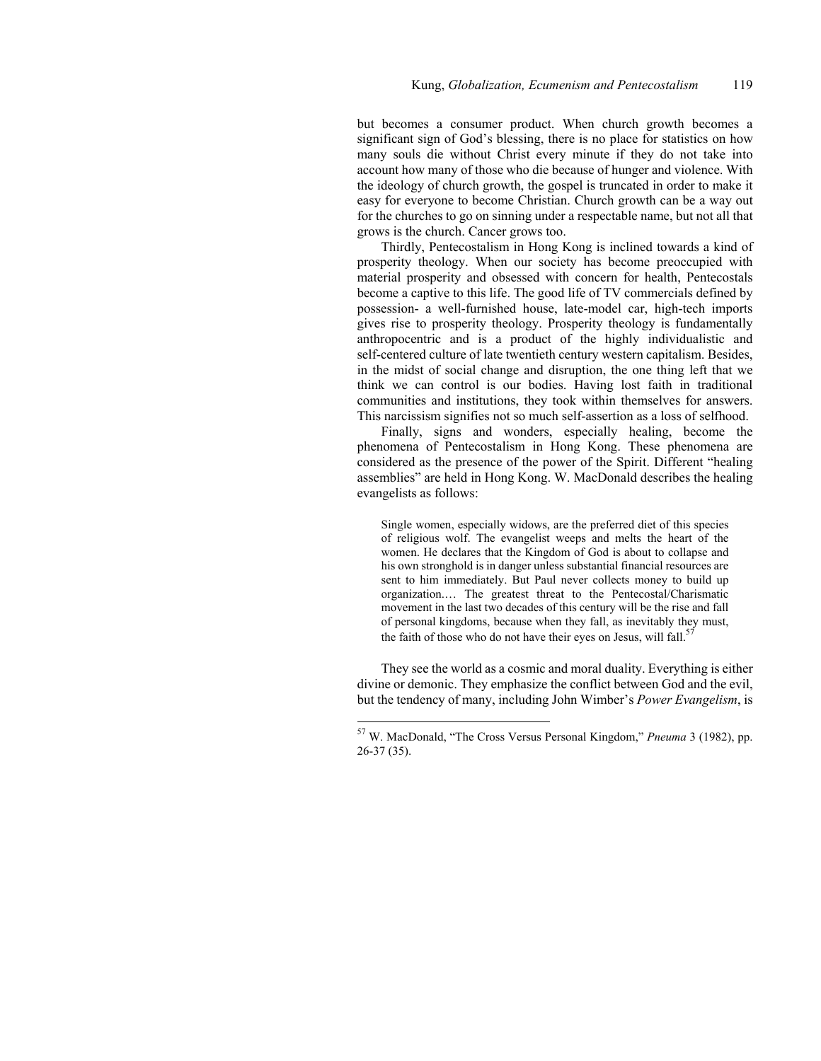but becomes a consumer product. When church growth becomes a significant sign of God's blessing, there is no place for statistics on how many souls die without Christ every minute if they do not take into account how many of those who die because of hunger and violence. With the ideology of church growth, the gospel is truncated in order to make it easy for everyone to become Christian. Church growth can be a way out for the churches to go on sinning under a respectable name, but not all that grows is the church. Cancer grows too.

Thirdly, Pentecostalism in Hong Kong is inclined towards a kind of prosperity theology. When our society has become preoccupied with material prosperity and obsessed with concern for health, Pentecostals become a captive to this life. The good life of TV commercials defined by possession- a well-furnished house, late-model car, high-tech imports gives rise to prosperity theology. Prosperity theology is fundamentally anthropocentric and is a product of the highly individualistic and self-centered culture of late twentieth century western capitalism. Besides, in the midst of social change and disruption, the one thing left that we think we can control is our bodies. Having lost faith in traditional communities and institutions, they took within themselves for answers. This narcissism signifies not so much self-assertion as a loss of selfhood.

Finally, signs and wonders, especially healing, become the phenomena of Pentecostalism in Hong Kong. These phenomena are considered as the presence of the power of the Spirit. Different "healing assemblies" are held in Hong Kong. W. MacDonald describes the healing evangelists as follows:

> Single women, especially widows, are the preferred diet of this species of religious wolf. The evangelist weeps and melts the heart of the women. He declares that the Kingdom of God is about to collapse and his own stronghold is in danger unless substantial financial resources are sent to him immediately. But Paul never collects money to build up organization.… The greatest threat to the Pentecostal/Charismatic movement in the last two decades of this century will be the rise and fall of personal kingdoms, because when they fall, as inevitably they must, the faith of those who do not have their eyes on Jesus, will fall.[57]

They see the world as a cosmic and moral duality. Everything is either divine or demonic. They emphasize the conflict between God and the evil, but the tendency of many, including John Wimber's *Power Evangelism*, is

---

[57] W. MacDonald, "The Cross Versus Personal Kingdom," *Pneuma* 3 (1982), pp. 26-37 (35).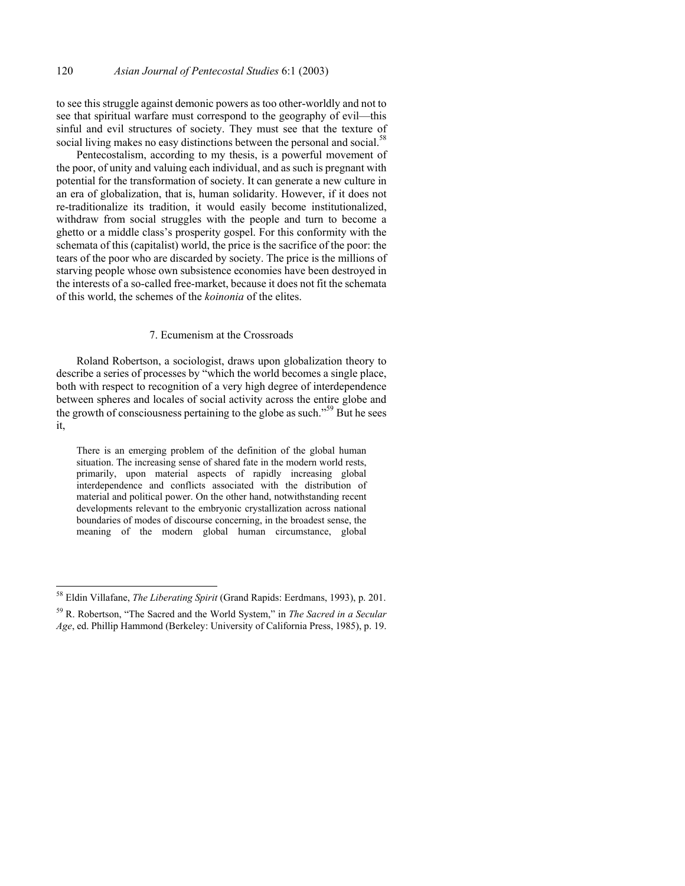to see this struggle against demonic powers as too other-worldly and not to see that spiritual warfare must correspond to the geography of evil—this sinful and evil structures of society. They must see that the texture of social living makes no easy distinctions between the personal and social.[58]

Pentecostalism, according to my thesis, is a powerful movement of the poor, of unity and valuing each individual, and as such is pregnant with potential for the transformation of society. It can generate a new culture in an era of globalization, that is, human solidarity. However, if it does not re-traditionalize its tradition, it would easily become institutionalized, withdraw from social struggles with the people and turn to become a ghetto or a middle class's prosperity gospel. For this conformity with the schemata of this (capitalist) world, the price is the sacrifice of the poor: the tears of the poor who are discarded by society. The price is the millions of starving people whose own subsistence economies have been destroyed in the interests of a so-called free-market, because it does not fit the schemata of this world, the schemes of the *koinonia* of the elites.

### 7. Ecumenism at the Crossroads

Roland Robertson, a sociologist, draws upon globalization theory to describe a series of processes by "which the world becomes a single place, both with respect to recognition of a very high degree of interdependence between spheres and locales of social activity across the entire globe and the growth of consciousness pertaining to the globe as such."[59] But he sees it,

> There is an emerging problem of the definition of the global human situation. The increasing sense of shared fate in the modern world rests, primarily, upon material aspects of rapidly increasing global interdependence and conflicts associated with the distribution of material and political power. On the other hand, notwithstanding recent developments relevant to the embryonic crystallization across national boundaries of modes of discourse concerning, in the broadest sense, the meaning of the modern global human circumstance, global

---

[58] Eldin Villafane, *The Liberating Spirit* (Grand Rapids: Eerdmans, 1993), p. 201.

[59] R. Robertson, "The Sacred and the World System," in *The Sacred in a Secular Age*, ed. Phillip Hammond (Berkeley: University of California Press, 1985), p. 19.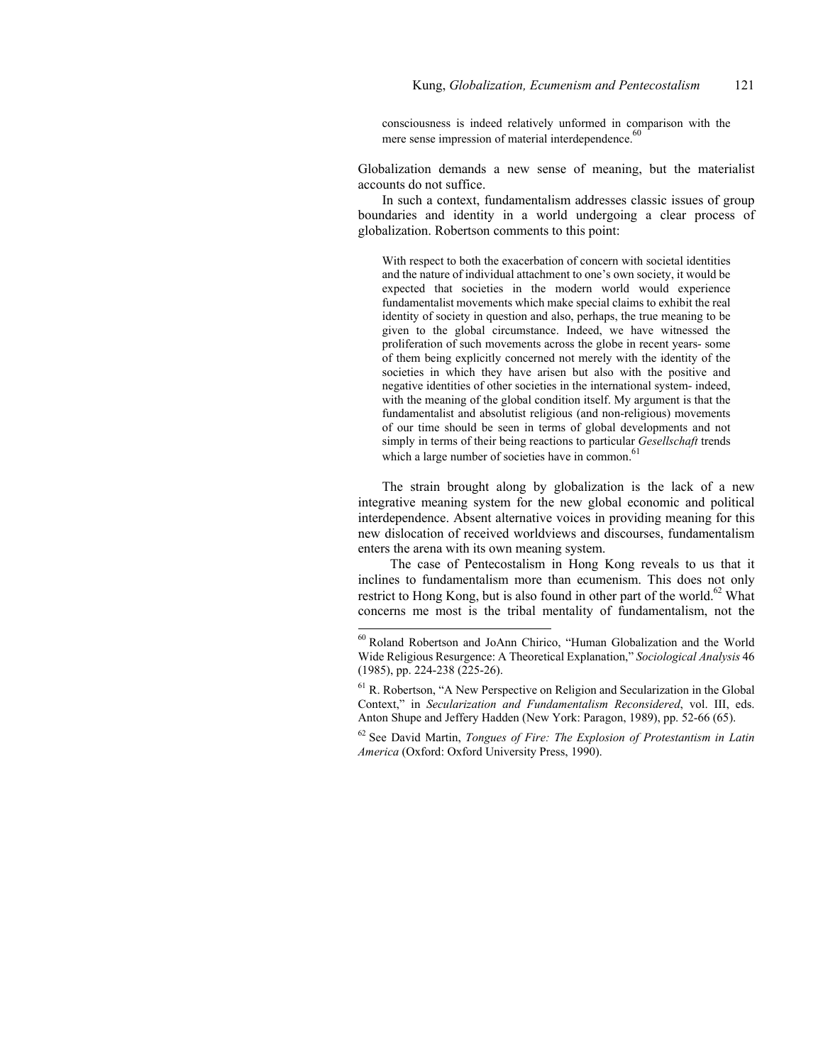> consciousness is indeed relatively unformed in comparison with the mere sense impression of material interdependence.[60]

Globalization demands a new sense of meaning, but the materialist accounts do not suffice.

In such a context, fundamentalism addresses classic issues of group boundaries and identity in a world undergoing a clear process of globalization. Robertson comments to this point:

> With respect to both the exacerbation of concern with societal identities and the nature of individual attachment to one's own society, it would be expected that societies in the modern world would experience fundamentalist movements which make special claims to exhibit the real identity of society in question and also, perhaps, the true meaning to be given to the global circumstance. Indeed, we have witnessed the proliferation of such movements across the globe in recent years- some of them being explicitly concerned not merely with the identity of the societies in which they have arisen but also with the positive and negative identities of other societies in the international system- indeed, with the meaning of the global condition itself. My argument is that the fundamentalist and absolutist religious (and non-religious) movements of our time should be seen in terms of global developments and not simply in terms of their being reactions to particular *Gesellschaft* trends which a large number of societies have in common.[61]

The strain brought along by globalization is the lack of a new integrative meaning system for the new global economic and political interdependence. Absent alternative voices in providing meaning for this new dislocation of received worldviews and discourses, fundamentalism enters the arena with its own meaning system.

The case of Pentecostalism in Hong Kong reveals to us that it inclines to fundamentalism more than ecumenism. This does not only restrict to Hong Kong, but is also found in other part of the world.[62] What concerns me most is the tribal mentality of fundamentalism, not the

---

[60] Roland Robertson and JoAnn Chirico, "Human Globalization and the World Wide Religious Resurgence: A Theoretical Explanation," *Sociological Analysis* 46 (1985), pp. 224-238 (225-26).

[61] R. Robertson, "A New Perspective on Religion and Secularization in the Global Context," in *Secularization and Fundamentalism Reconsidered*, vol. III, eds. Anton Shupe and Jeffery Hadden (New York: Paragon, 1989), pp. 52-66 (65).

[62] See David Martin, *Tongues of Fire: The Explosion of Protestantism in Latin America* (Oxford: Oxford University Press, 1990).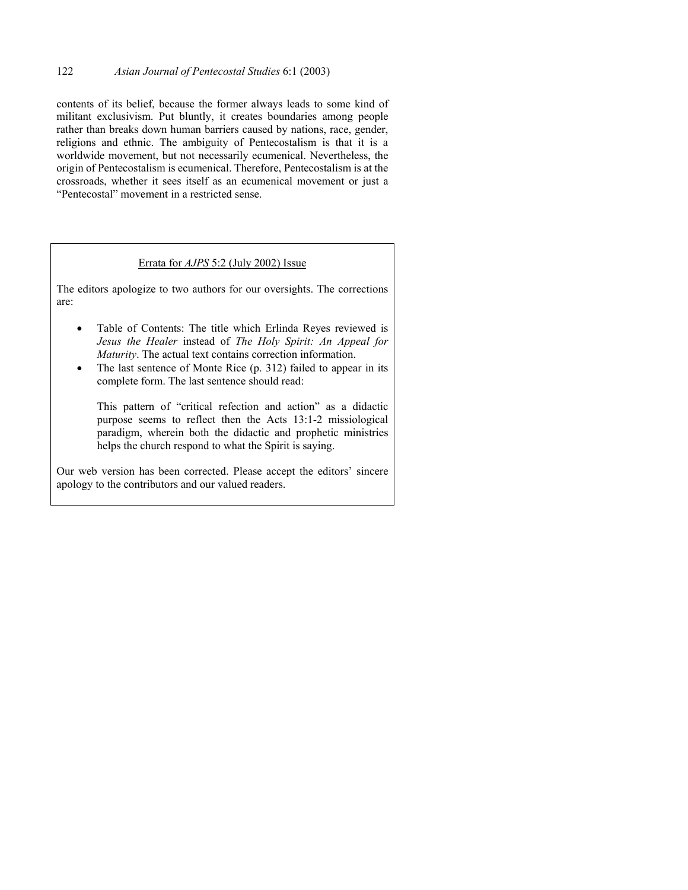contents of its belief, because the former always leads to some kind of militant exclusivism. Put bluntly, it creates boundaries among people rather than breaks down human barriers caused by nations, race, gender, religions and ethnic. The ambiguity of Pentecostalism is that it is a worldwide movement, but not necessarily ecumenical. Nevertheless, the origin of Pentecostalism is ecumenical. Therefore, Pentecostalism is at the crossroads, whether it sees itself as an ecumenical movement or just a "Pentecostal" movement in a restricted sense.

## Errata for *AJPS* 5:2 (July 2002) Issue

The editors apologize to two authors for our oversights. The corrections are:

- Table of Contents: The title which Erlinda Reyes reviewed is *Jesus the Healer* instead of *The Holy Spirit: An Appeal for Maturity*. The actual text contains correction information.
- The last sentence of Monte Rice (p. 312) failed to appear in its complete form. The last sentence should read:

  This pattern of "critical refection and action" as a didactic purpose seems to reflect then the Acts 13:1-2 missiological paradigm, wherein both the didactic and prophetic ministries helps the church respond to what the Spirit is saying.

Our web version has been corrected. Please accept the editors' sincere apology to the contributors and our valued readers.